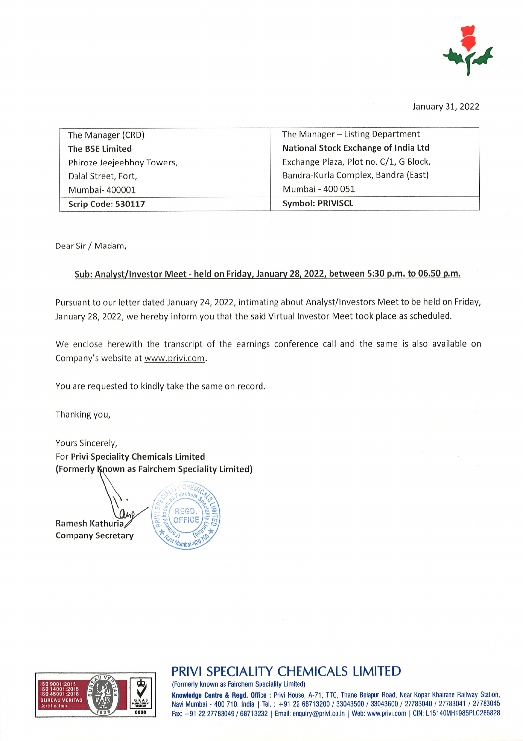January 31, 2022

| The Manager (CRD)<br>**The BSE Limited**<br>Phiroze Jeejeebhoy Towers,<br>Dalal Street, Fort,<br>Mumbai- 400001 | The Manager – Listing Department<br>**National Stock Exchange of India Ltd**<br>Exchange Plaza, Plot no. C/1, G Block,<br>Bandra-Kurla Complex, Bandra (East)<br>Mumbai - 400 051 |
|---|---|
| **Scrip Code: 530117** | **Symbol: PRIVISCL** |

Dear Sir / Madam,

**Sub: Analyst/Investor Meet - held on Friday, January 28, 2022, between 5:30 p.m. to 06.50 p.m.**

Pursuant to our letter dated January 24, 2022, intimating about Analyst/Investors Meet to be held on Friday, January 28, 2022, we hereby inform you that the said Virtual Investor Meet took place as scheduled.

We enclose herewith the transcript of the earnings conference call and the same is also available on Company's website at www.privi.com.

You are requested to kindly take the same on record.

Thanking you,

Yours Sincerely,
For **Privi Speciality Chemicals Limited**
**(Formerly Known as Fairchem Speciality Limited)**

**Ramesh Kathuria**
**Company Secretary**

## PRIVI SPECIALITY CHEMICALS LIMITED

(Formerly known as Fairchem Speciality Limited)

**Knowledge Centre & Regd. Office** : Privi House, A-71, TTC, Thane Belapur Road, Near Kopar Khairane Railway Station, Navi Mumbai - 400 710. India | Tel. : +91 22 68713200 / 33043500 / 33043600 / 27783040 / 27783041 / 27783045
Fax: +91 22 27783049 / 68713232 | Email: enquiry@privi.co.in | Web: www.privi.com | CIN: L15140MH1985PLC286828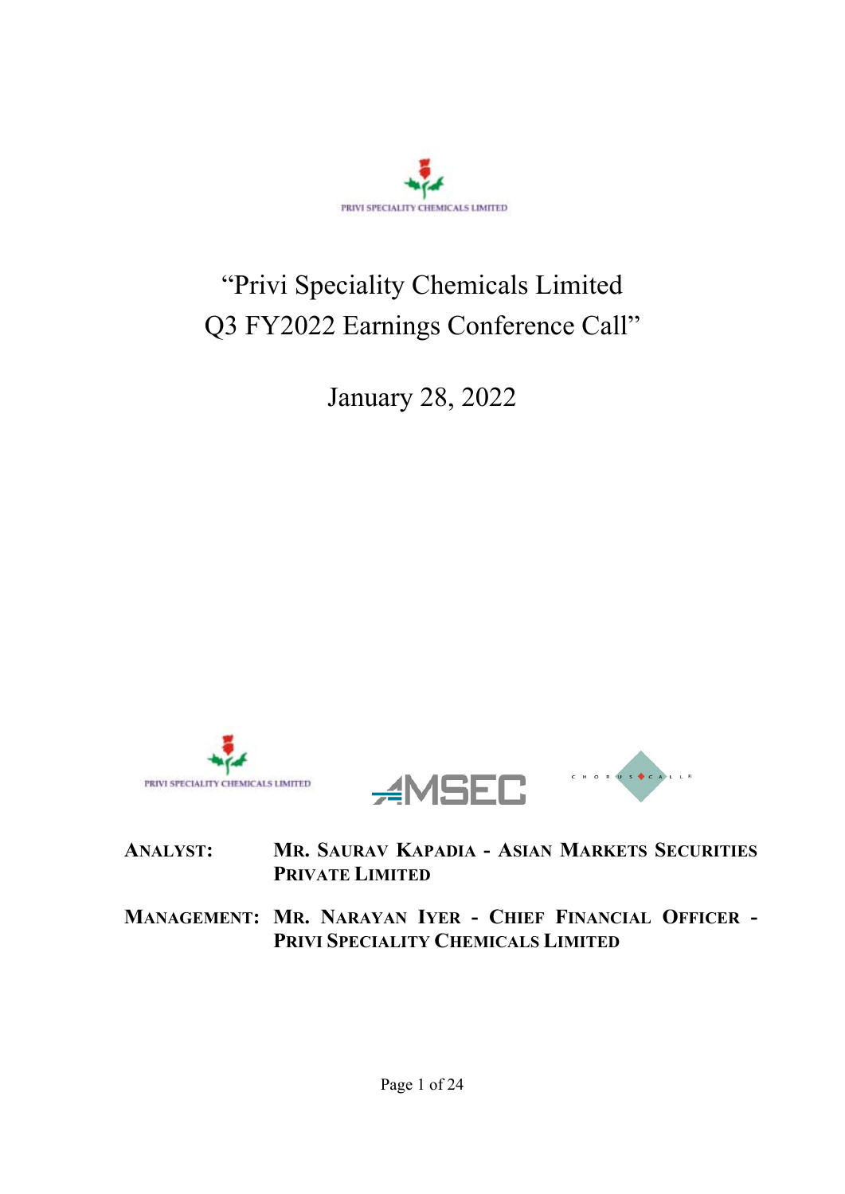# "Privi Speciality Chemicals Limited Q3 FY2022 Earnings Conference Call"

## January 28, 2022

**ANALYST:** MR. SAURAV KAPADIA - ASIAN MARKETS SECURITIES PRIVATE LIMITED

**MANAGEMENT:** MR. NARAYAN IYER - CHIEF FINANCIAL OFFICER - PRIVI SPECIALITY CHEMICALS LIMITED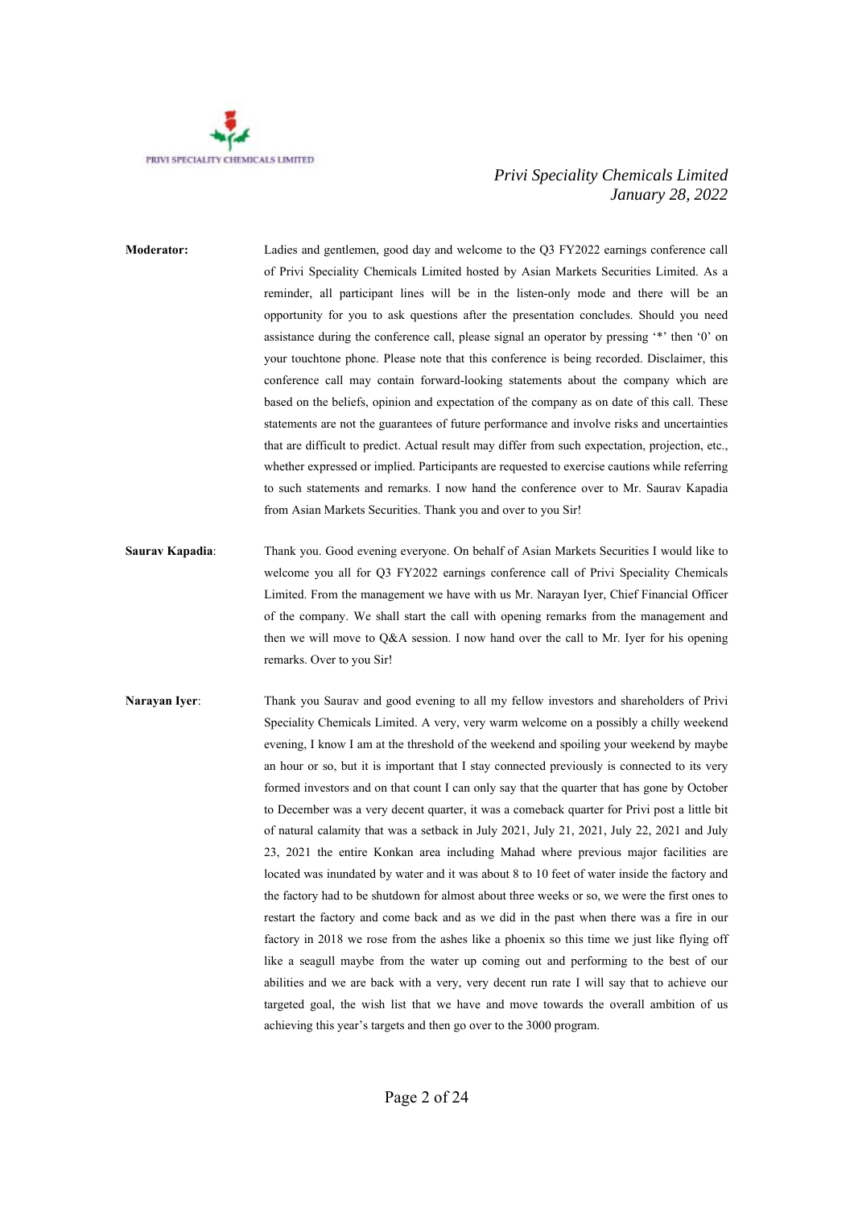**Moderator:** Ladies and gentlemen, good day and welcome to the Q3 FY2022 earnings conference call of Privi Speciality Chemicals Limited hosted by Asian Markets Securities Limited. As a reminder, all participant lines will be in the listen-only mode and there will be an opportunity for you to ask questions after the presentation concludes. Should you need assistance during the conference call, please signal an operator by pressing '*' then '0' on your touchtone phone. Please note that this conference is being recorded. Disclaimer, this conference call may contain forward-looking statements about the company which are based on the beliefs, opinion and expectation of the company as on date of this call. These statements are not the guarantees of future performance and involve risks and uncertainties that are difficult to predict. Actual result may differ from such expectation, projection, etc., whether expressed or implied. Participants are requested to exercise cautions while referring to such statements and remarks. I now hand the conference over to Mr. Saurav Kapadia from Asian Markets Securities. Thank you and over to you Sir!

**Saurav Kapadia**: Thank you. Good evening everyone. On behalf of Asian Markets Securities I would like to welcome you all for Q3 FY2022 earnings conference call of Privi Speciality Chemicals Limited. From the management we have with us Mr. Narayan Iyer, Chief Financial Officer of the company. We shall start the call with opening remarks from the management and then we will move to Q&A session. I now hand over the call to Mr. Iyer for his opening remarks. Over to you Sir!

**Narayan Iyer**: Thank you Saurav and good evening to all my fellow investors and shareholders of Privi Speciality Chemicals Limited. A very, very warm welcome on a possibly a chilly weekend evening, I know I am at the threshold of the weekend and spoiling your weekend by maybe an hour or so, but it is important that I stay connected previously is connected to its very formed investors and on that count I can only say that the quarter that has gone by October to December was a very decent quarter, it was a comeback quarter for Privi post a little bit of natural calamity that was a setback in July 2021, July 21, 2021, July 22, 2021 and July 23, 2021 the entire Konkan area including Mahad where previous major facilities are located was inundated by water and it was about 8 to 10 feet of water inside the factory and the factory had to be shutdown for almost about three weeks or so, we were the first ones to restart the factory and come back and as we did in the past when there was a fire in our factory in 2018 we rose from the ashes like a phoenix so this time we just like flying off like a seagull maybe from the water up coming out and performing to the best of our abilities and we are back with a very, very decent run rate I will say that to achieve our targeted goal, the wish list that we have and move towards the overall ambition of us achieving this year's targets and then go over to the 3000 program.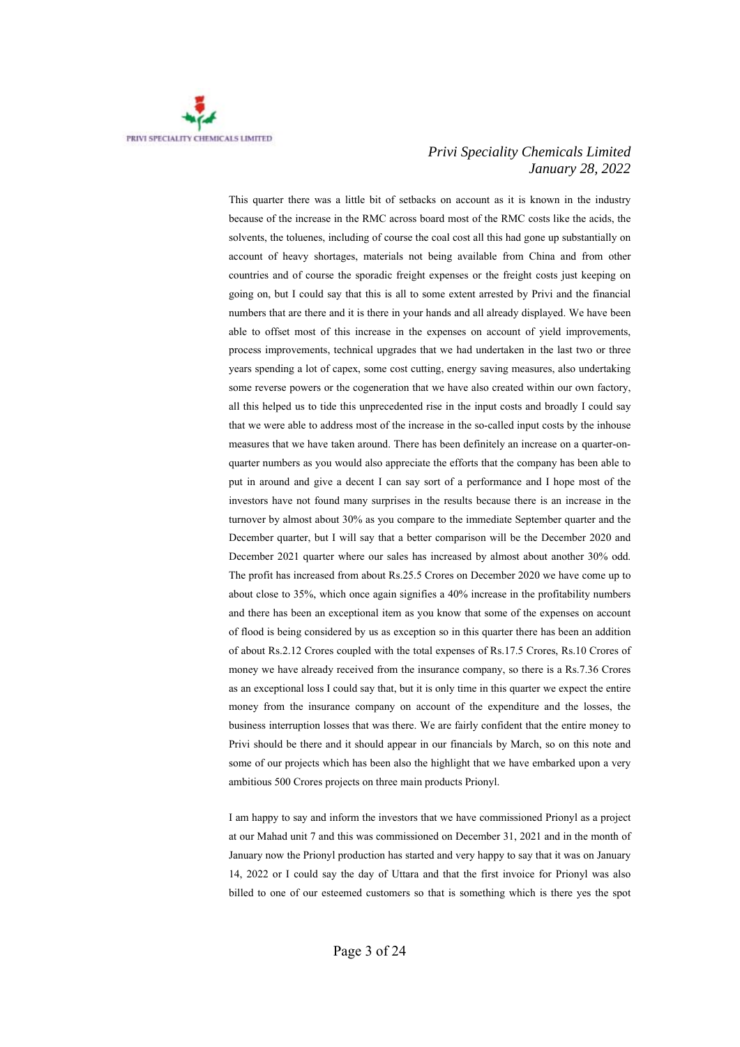This quarter there was a little bit of setbacks on account as it is known in the industry because of the increase in the RMC across board most of the RMC costs like the acids, the solvents, the toluenes, including of course the coal cost all this had gone up substantially on account of heavy shortages, materials not being available from China and from other countries and of course the sporadic freight expenses or the freight costs just keeping on going on, but I could say that this is all to some extent arrested by Privi and the financial numbers that are there and it is there in your hands and all already displayed. We have been able to offset most of this increase in the expenses on account of yield improvements, process improvements, technical upgrades that we had undertaken in the last two or three years spending a lot of capex, some cost cutting, energy saving measures, also undertaking some reverse powers or the cogeneration that we have also created within our own factory, all this helped us to tide this unprecedented rise in the input costs and broadly I could say that we were able to address most of the increase in the so-called input costs by the inhouse measures that we have taken around. There has been definitely an increase on a quarter-on-quarter numbers as you would also appreciate the efforts that the company has been able to put in around and give a decent I can say sort of a performance and I hope most of the investors have not found many surprises in the results because there is an increase in the turnover by almost about 30% as you compare to the immediate September quarter and the December quarter, but I will say that a better comparison will be the December 2020 and December 2021 quarter where our sales has increased by almost about another 30% odd. The profit has increased from about Rs.25.5 Crores on December 2020 we have come up to about close to 35%, which once again signifies a 40% increase in the profitability numbers and there has been an exceptional item as you know that some of the expenses on account of flood is being considered by us as exception so in this quarter there has been an addition of about Rs.2.12 Crores coupled with the total expenses of Rs.17.5 Crores, Rs.10 Crores of money we have already received from the insurance company, so there is a Rs.7.36 Crores as an exceptional loss I could say that, but it is only time in this quarter we expect the entire money from the insurance company on account of the expenditure and the losses, the business interruption losses that was there. We are fairly confident that the entire money to Privi should be there and it should appear in our financials by March, so on this note and some of our projects which has been also the highlight that we have embarked upon a very ambitious 500 Crores projects on three main products Prionyl.

I am happy to say and inform the investors that we have commissioned Prionyl as a project at our Mahad unit 7 and this was commissioned on December 31, 2021 and in the month of January now the Prionyl production has started and very happy to say that it was on January 14, 2022 or I could say the day of Uttara and that the first invoice for Prionyl was also billed to one of our esteemed customers so that is something which is there yes the spot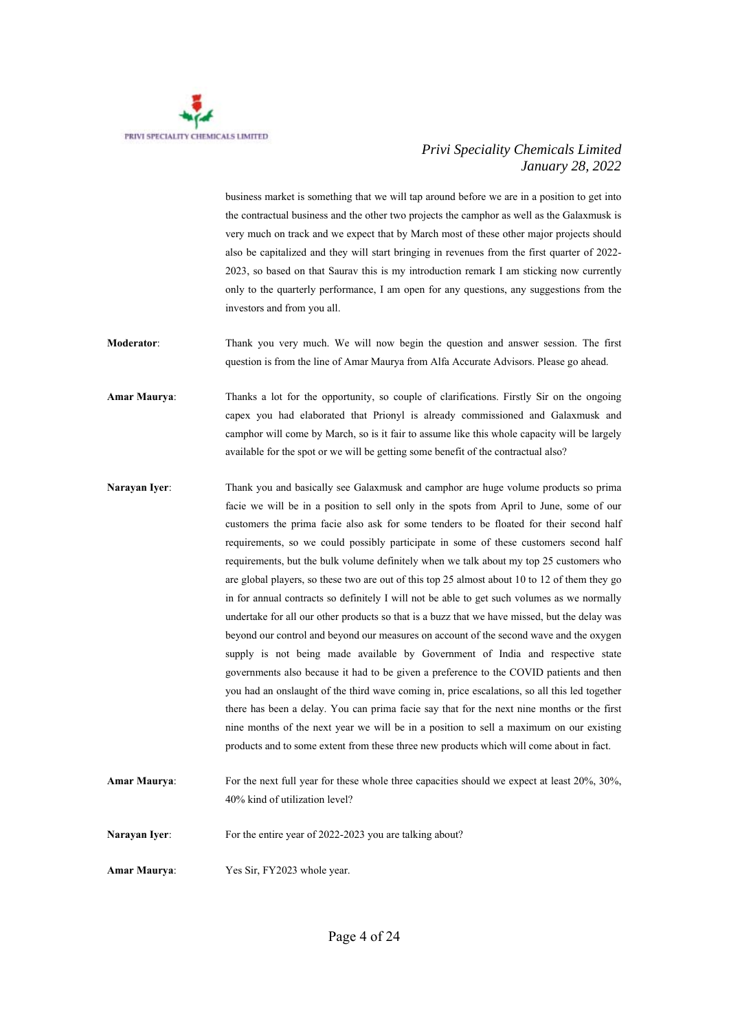business market is something that we will tap around before we are in a position to get into the contractual business and the other two projects the camphor as well as the Galaxmusk is very much on track and we expect that by March most of these other major projects should also be capitalized and they will start bringing in revenues from the first quarter of 2022-2023, so based on that Saurav this is my introduction remark I am sticking now currently only to the quarterly performance, I am open for any questions, any suggestions from the investors and from you all.

**Moderator**: Thank you very much. We will now begin the question and answer session. The first question is from the line of Amar Maurya from Alfa Accurate Advisors. Please go ahead.

**Amar Maurya**: Thanks a lot for the opportunity, so couple of clarifications. Firstly Sir on the ongoing capex you had elaborated that Prionyl is already commissioned and Galaxmusk and camphor will come by March, so is it fair to assume like this whole capacity will be largely available for the spot or we will be getting some benefit of the contractual also?

**Narayan Iyer**: Thank you and basically see Galaxmusk and camphor are huge volume products so prima facie we will be in a position to sell only in the spots from April to June, some of our customers the prima facie also ask for some tenders to be floated for their second half requirements, so we could possibly participate in some of these customers second half requirements, but the bulk volume definitely when we talk about my top 25 customers who are global players, so these two are out of this top 25 almost about 10 to 12 of them they go in for annual contracts so definitely I will not be able to get such volumes as we normally undertake for all our other products so that is a buzz that we have missed, but the delay was beyond our control and beyond our measures on account of the second wave and the oxygen supply is not being made available by Government of India and respective state governments also because it had to be given a preference to the COVID patients and then you had an onslaught of the third wave coming in, price escalations, so all this led together there has been a delay. You can prima facie say that for the next nine months or the first nine months of the next year we will be in a position to sell a maximum on our existing products and to some extent from these three new products which will come about in fact.

**Amar Maurya**: For the next full year for these whole three capacities should we expect at least 20%, 30%, 40% kind of utilization level?

**Narayan Iyer**: For the entire year of 2022-2023 you are talking about?

**Amar Maurya**: Yes Sir, FY2023 whole year.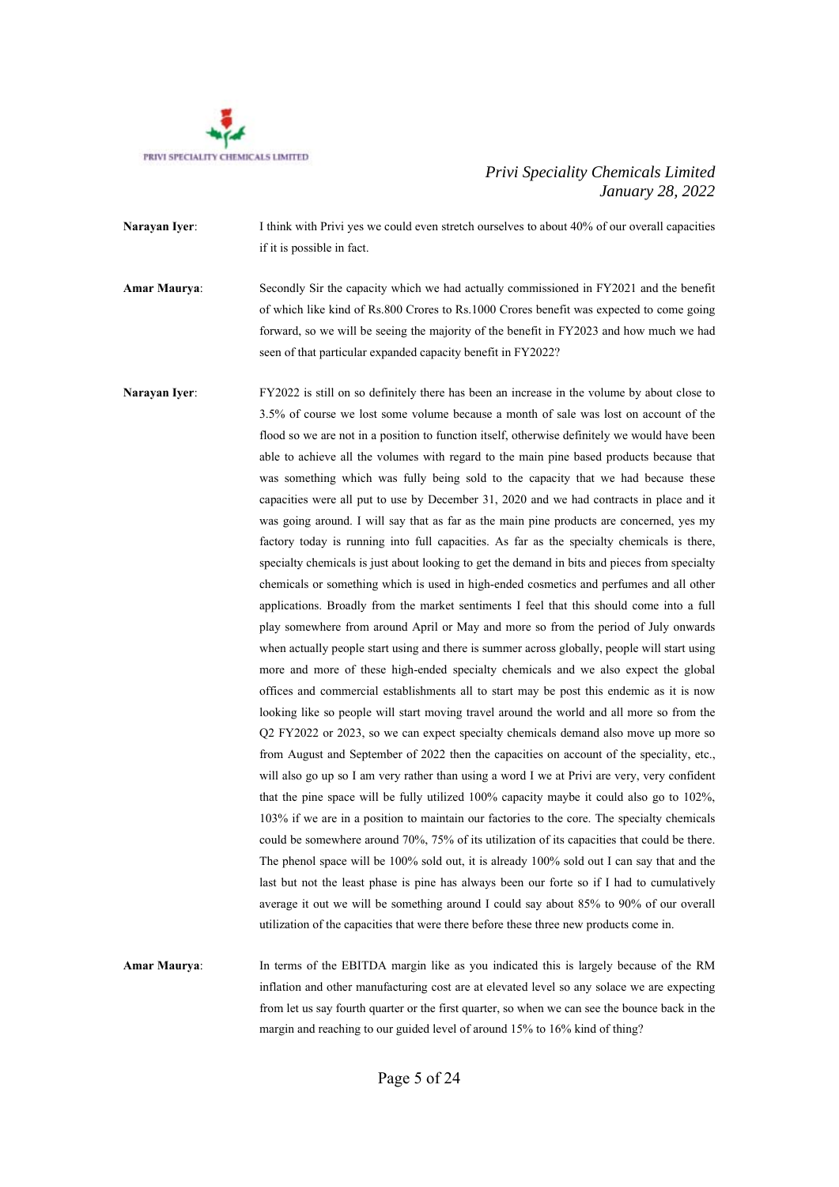**Narayan Iyer**: I think with Privi yes we could even stretch ourselves to about 40% of our overall capacities if it is possible in fact.

**Amar Maurya**: Secondly Sir the capacity which we had actually commissioned in FY2021 and the benefit of which like kind of Rs.800 Crores to Rs.1000 Crores benefit was expected to come going forward, so we will be seeing the majority of the benefit in FY2023 and how much we had seen of that particular expanded capacity benefit in FY2022?

**Narayan Iyer**: FY2022 is still on so definitely there has been an increase in the volume by about close to 3.5% of course we lost some volume because a month of sale was lost on account of the flood so we are not in a position to function itself, otherwise definitely we would have been able to achieve all the volumes with regard to the main pine based products because that was something which was fully being sold to the capacity that we had because these capacities were all put to use by December 31, 2020 and we had contracts in place and it was going around. I will say that as far as the main pine products are concerned, yes my factory today is running into full capacities. As far as the specialty chemicals is there, specialty chemicals is just about looking to get the demand in bits and pieces from specialty chemicals or something which is used in high-ended cosmetics and perfumes and all other applications. Broadly from the market sentiments I feel that this should come into a full play somewhere from around April or May and more so from the period of July onwards when actually people start using and there is summer across globally, people will start using more and more of these high-ended specialty chemicals and we also expect the global offices and commercial establishments all to start may be post this endemic as it is now looking like so people will start moving travel around the world and all more so from the Q2 FY2022 or 2023, so we can expect specialty chemicals demand also move up more so from August and September of 2022 then the capacities on account of the speciality, etc., will also go up so I am very rather than using a word I we at Privi are very, very confident that the pine space will be fully utilized 100% capacity maybe it could also go to 102%, 103% if we are in a position to maintain our factories to the core. The specialty chemicals could be somewhere around 70%, 75% of its utilization of its capacities that could be there. The phenol space will be 100% sold out, it is already 100% sold out I can say that and the last but not the least phase is pine has always been our forte so if I had to cumulatively average it out we will be something around I could say about 85% to 90% of our overall utilization of the capacities that were there before these three new products come in.

**Amar Maurya**: In terms of the EBITDA margin like as you indicated this is largely because of the RM inflation and other manufacturing cost are at elevated level so any solace we are expecting from let us say fourth quarter or the first quarter, so when we can see the bounce back in the margin and reaching to our guided level of around 15% to 16% kind of thing?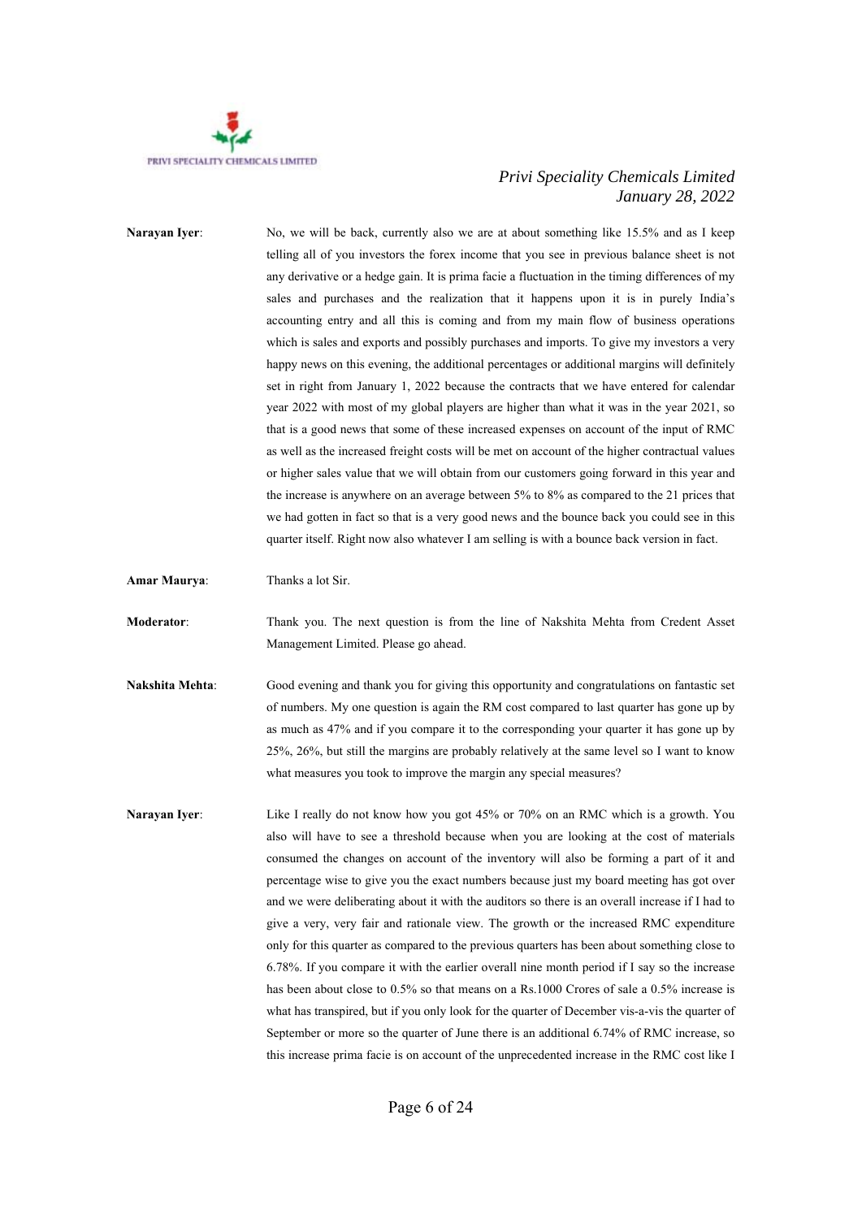**Narayan Iyer**: No, we will be back, currently also we are at about something like 15.5% and as I keep telling all of you investors the forex income that you see in previous balance sheet is not any derivative or a hedge gain. It is prima facie a fluctuation in the timing differences of my sales and purchases and the realization that it happens upon it is in purely India's accounting entry and all this is coming and from my main flow of business operations which is sales and exports and possibly purchases and imports. To give my investors a very happy news on this evening, the additional percentages or additional margins will definitely set in right from January 1, 2022 because the contracts that we have entered for calendar year 2022 with most of my global players are higher than what it was in the year 2021, so that is a good news that some of these increased expenses on account of the input of RMC as well as the increased freight costs will be met on account of the higher contractual values or higher sales value that we will obtain from our customers going forward in this year and the increase is anywhere on an average between 5% to 8% as compared to the 21 prices that we had gotten in fact so that is a very good news and the bounce back you could see in this quarter itself. Right now also whatever I am selling is with a bounce back version in fact.

**Amar Maurya**: Thanks a lot Sir.

**Moderator**: Thank you. The next question is from the line of Nakshita Mehta from Credent Asset Management Limited. Please go ahead.

**Nakshita Mehta**: Good evening and thank you for giving this opportunity and congratulations on fantastic set of numbers. My one question is again the RM cost compared to last quarter has gone up by as much as 47% and if you compare it to the corresponding your quarter it has gone up by 25%, 26%, but still the margins are probably relatively at the same level so I want to know what measures you took to improve the margin any special measures?

**Narayan Iyer**: Like I really do not know how you got 45% or 70% on an RMC which is a growth. You also will have to see a threshold because when you are looking at the cost of materials consumed the changes on account of the inventory will also be forming a part of it and percentage wise to give you the exact numbers because just my board meeting has got over and we were deliberating about it with the auditors so there is an overall increase if I had to give a very, very fair and rationale view. The growth or the increased RMC expenditure only for this quarter as compared to the previous quarters has been about something close to 6.78%. If you compare it with the earlier overall nine month period if I say so the increase has been about close to 0.5% so that means on a Rs.1000 Crores of sale a 0.5% increase is what has transpired, but if you only look for the quarter of December vis-a-vis the quarter of September or more so the quarter of June there is an additional 6.74% of RMC increase, so this increase prima facie is on account of the unprecedented increase in the RMC cost like I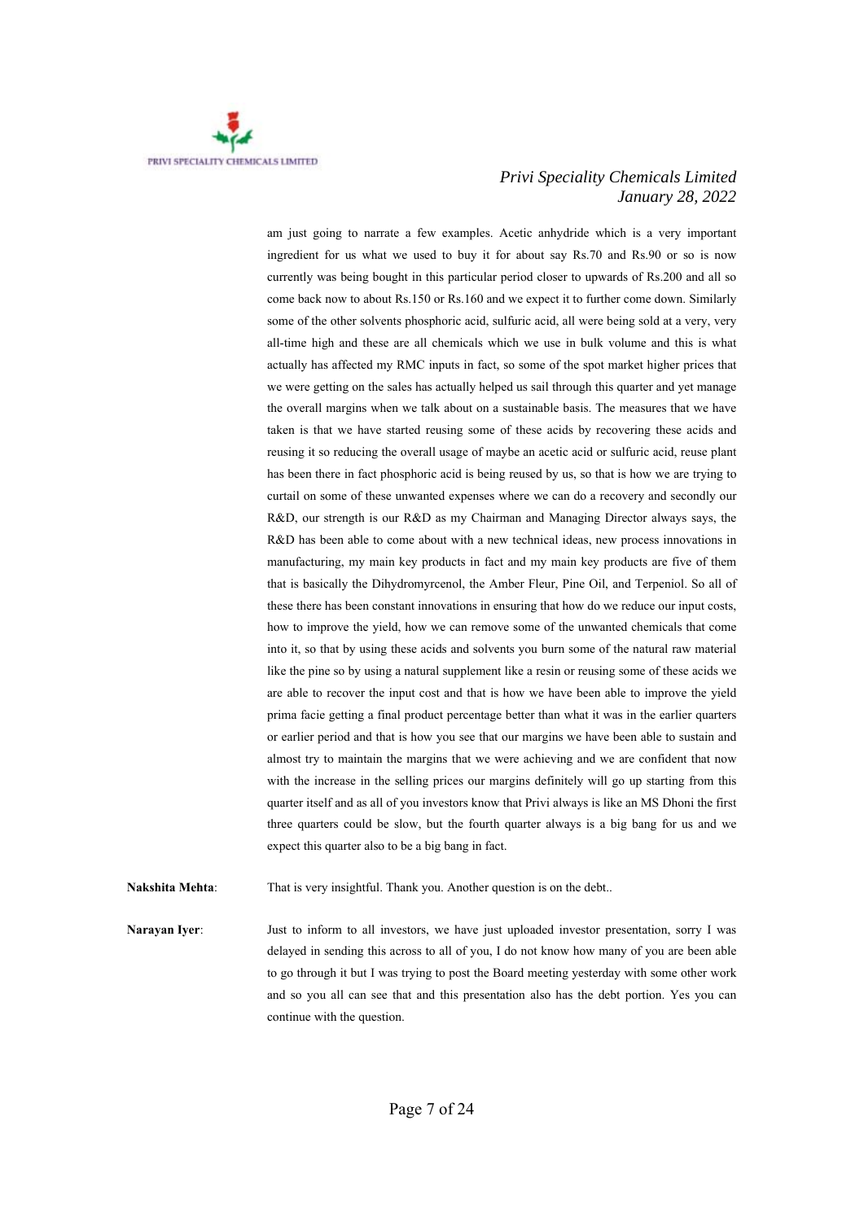am just going to narrate a few examples. Acetic anhydride which is a very important ingredient for us what we used to buy it for about say Rs.70 and Rs.90 or so is now currently was being bought in this particular period closer to upwards of Rs.200 and all so come back now to about Rs.150 or Rs.160 and we expect it to further come down. Similarly some of the other solvents phosphoric acid, sulfuric acid, all were being sold at a very, very all-time high and these are all chemicals which we use in bulk volume and this is what actually has affected my RMC inputs in fact, so some of the spot market higher prices that we were getting on the sales has actually helped us sail through this quarter and yet manage the overall margins when we talk about on a sustainable basis. The measures that we have taken is that we have started reusing some of these acids by recovering these acids and reusing it so reducing the overall usage of maybe an acetic acid or sulfuric acid, reuse plant has been there in fact phosphoric acid is being reused by us, so that is how we are trying to curtail on some of these unwanted expenses where we can do a recovery and secondly our R&D, our strength is our R&D as my Chairman and Managing Director always says, the R&D has been able to come about with a new technical ideas, new process innovations in manufacturing, my main key products in fact and my main key products are five of them that is basically the Dihydromyrcenol, the Amber Fleur, Pine Oil, and Terpeniol. So all of these there has been constant innovations in ensuring that how do we reduce our input costs, how to improve the yield, how we can remove some of the unwanted chemicals that come into it, so that by using these acids and solvents you burn some of the natural raw material like the pine so by using a natural supplement like a resin or reusing some of these acids we are able to recover the input cost and that is how we have been able to improve the yield prima facie getting a final product percentage better than what it was in the earlier quarters or earlier period and that is how you see that our margins we have been able to sustain and almost try to maintain the margins that we were achieving and we are confident that now with the increase in the selling prices our margins definitely will go up starting from this quarter itself and as all of you investors know that Privi always is like an MS Dhoni the first three quarters could be slow, but the fourth quarter always is a big bang for us and we expect this quarter also to be a big bang in fact.

**Nakshita Mehta**: That is very insightful. Thank you. Another question is on the debt..

**Narayan Iyer**: Just to inform to all investors, we have just uploaded investor presentation, sorry I was delayed in sending this across to all of you, I do not know how many of you are been able to go through it but I was trying to post the Board meeting yesterday with some other work and so you all can see that and this presentation also has the debt portion. Yes you can continue with the question.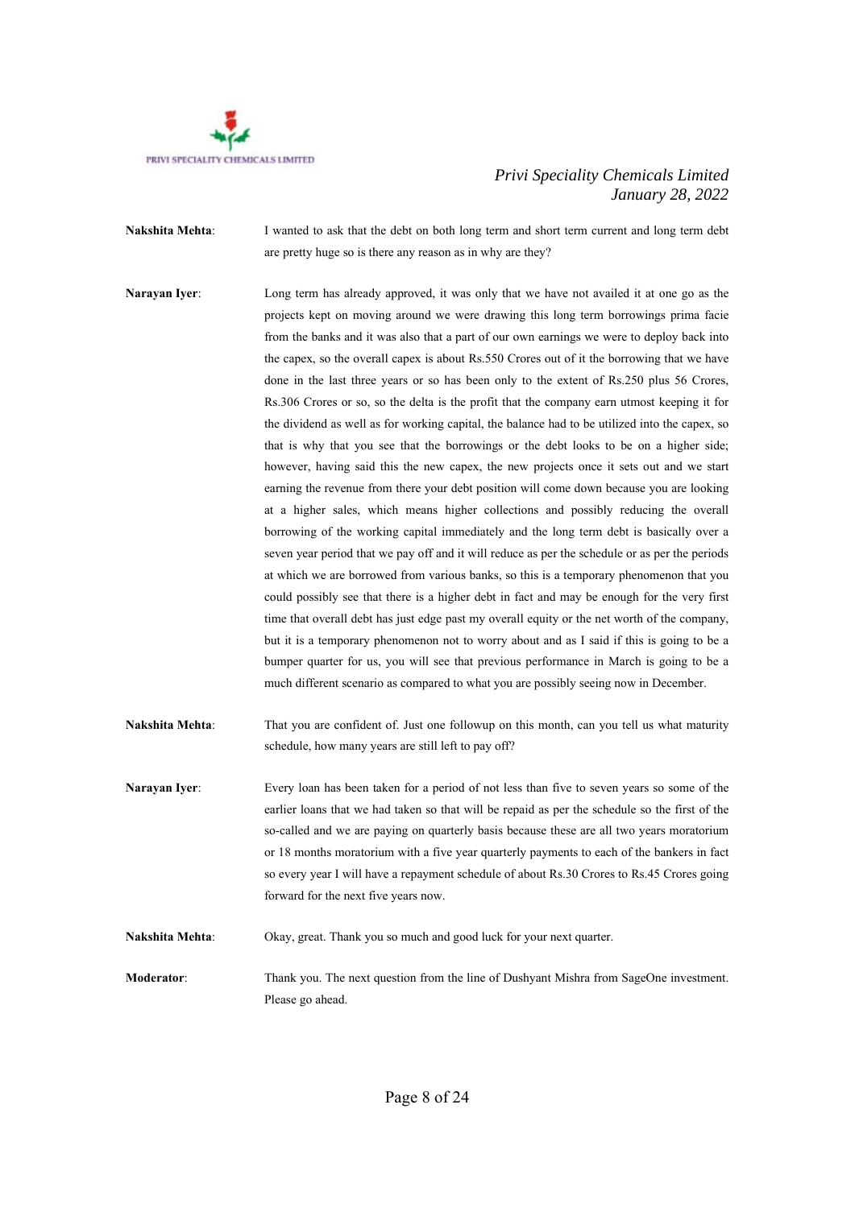**Nakshita Mehta**: I wanted to ask that the debt on both long term and short term current and long term debt are pretty huge so is there any reason as in why are they?

**Narayan Iyer**: Long term has already approved, it was only that we have not availed it at one go as the projects kept on moving around we were drawing this long term borrowings prima facie from the banks and it was also that a part of our own earnings we were to deploy back into the capex, so the overall capex is about Rs.550 Crores out of it the borrowing that we have done in the last three years or so has been only to the extent of Rs.250 plus 56 Crores, Rs.306 Crores or so, so the delta is the profit that the company earn utmost keeping it for the dividend as well as for working capital, the balance had to be utilized into the capex, so that is why that you see that the borrowings or the debt looks to be on a higher side; however, having said this the new capex, the new projects once it sets out and we start earning the revenue from there your debt position will come down because you are looking at a higher sales, which means higher collections and possibly reducing the overall borrowing of the working capital immediately and the long term debt is basically over a seven year period that we pay off and it will reduce as per the schedule or as per the periods at which we are borrowed from various banks, so this is a temporary phenomenon that you could possibly see that there is a higher debt in fact and may be enough for the very first time that overall debt has just edge past my overall equity or the net worth of the company, but it is a temporary phenomenon not to worry about and as I said if this is going to be a bumper quarter for us, you will see that previous performance in March is going to be a much different scenario as compared to what you are possibly seeing now in December.

**Nakshita Mehta**: That you are confident of. Just one followup on this month, can you tell us what maturity schedule, how many years are still left to pay off?

**Narayan Iyer**: Every loan has been taken for a period of not less than five to seven years so some of the earlier loans that we had taken so that will be repaid as per the schedule so the first of the so-called and we are paying on quarterly basis because these are all two years moratorium or 18 months moratorium with a five year quarterly payments to each of the bankers in fact so every year I will have a repayment schedule of about Rs.30 Crores to Rs.45 Crores going forward for the next five years now.

**Nakshita Mehta**: Okay, great. Thank you so much and good luck for your next quarter.

**Moderator**: Thank you. The next question from the line of Dushyant Mishra from SageOne investment. Please go ahead.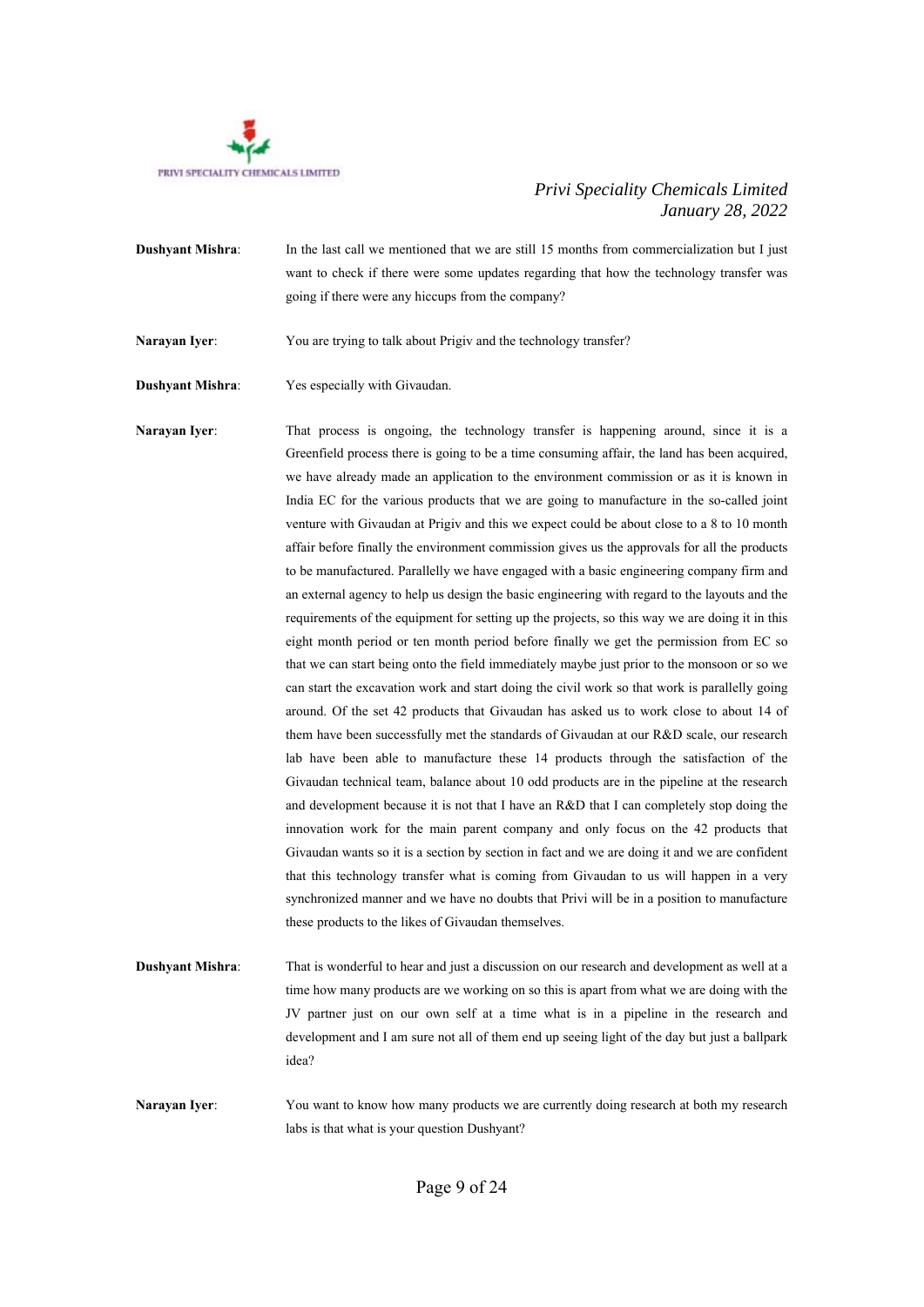**Dushyant Mishra**: In the last call we mentioned that we are still 15 months from commercialization but I just want to check if there were some updates regarding that how the technology transfer was going if there were any hiccups from the company?

**Narayan Iyer**: You are trying to talk about Prigiv and the technology transfer?

**Dushyant Mishra**: Yes especially with Givaudan.

**Narayan Iyer**: That process is ongoing, the technology transfer is happening around, since it is a Greenfield process there is going to be a time consuming affair, the land has been acquired, we have already made an application to the environment commission or as it is known in India EC for the various products that we are going to manufacture in the so-called joint venture with Givaudan at Prigiv and this we expect could be about close to a 8 to 10 month affair before finally the environment commission gives us the approvals for all the products to be manufactured. Parallelly we have engaged with a basic engineering company firm and an external agency to help us design the basic engineering with regard to the layouts and the requirements of the equipment for setting up the projects, so this way we are doing it in this eight month period or ten month period before finally we get the permission from EC so that we can start being onto the field immediately maybe just prior to the monsoon or so we can start the excavation work and start doing the civil work so that work is parallelly going around. Of the set 42 products that Givaudan has asked us to work close to about 14 of them have been successfully met the standards of Givaudan at our R&D scale, our research lab have been able to manufacture these 14 products through the satisfaction of the Givaudan technical team, balance about 10 odd products are in the pipeline at the research and development because it is not that I have an R&D that I can completely stop doing the innovation work for the main parent company and only focus on the 42 products that Givaudan wants so it is a section by section in fact and we are doing it and we are confident that this technology transfer what is coming from Givaudan to us will happen in a very synchronized manner and we have no doubts that Privi will be in a position to manufacture these products to the likes of Givaudan themselves.

**Dushyant Mishra**: That is wonderful to hear and just a discussion on our research and development as well at a time how many products are we working on so this is apart from what we are doing with the JV partner just on our own self at a time what is in a pipeline in the research and development and I am sure not all of them end up seeing light of the day but just a ballpark idea?

**Narayan Iyer**: You want to know how many products we are currently doing research at both my research labs is that what is your question Dushyant?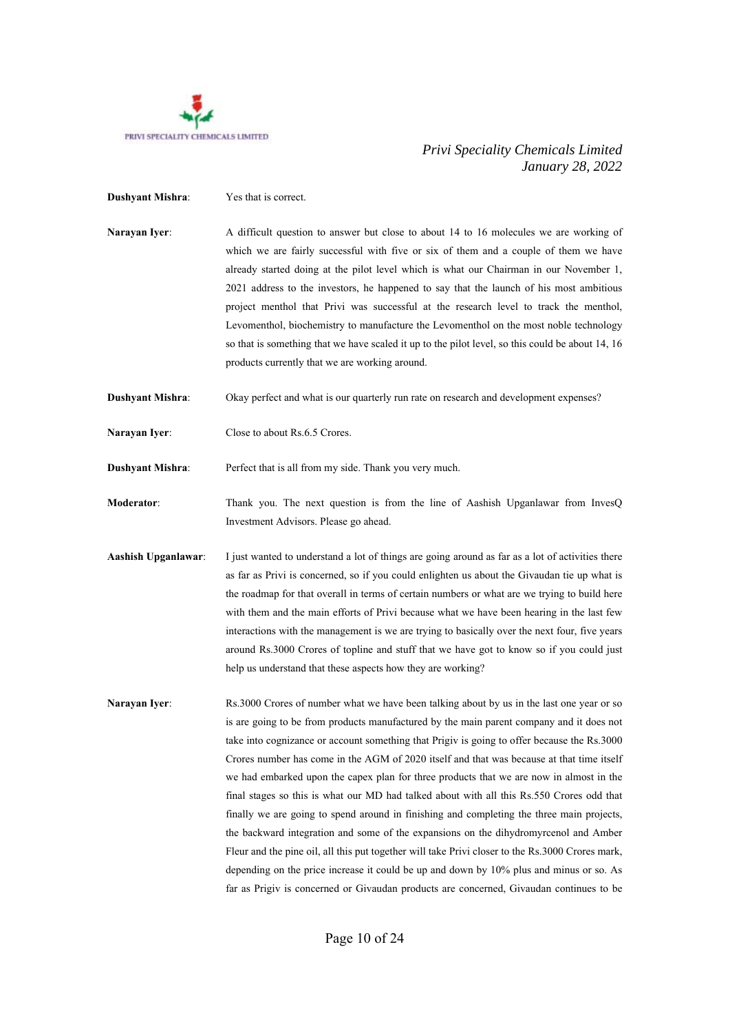**Dushyant Mishra**: Yes that is correct.

**Narayan Iyer**: A difficult question to answer but close to about 14 to 16 molecules we are working of which we are fairly successful with five or six of them and a couple of them we have already started doing at the pilot level which is what our Chairman in our November 1, 2021 address to the investors, he happened to say that the launch of his most ambitious project menthol that Privi was successful at the research level to track the menthol, Levomenthol, biochemistry to manufacture the Levomenthol on the most noble technology so that is something that we have scaled it up to the pilot level, so this could be about 14, 16 products currently that we are working around.

**Dushyant Mishra**: Okay perfect and what is our quarterly run rate on research and development expenses?

**Narayan Iyer**: Close to about Rs.6.5 Crores.

**Dushyant Mishra**: Perfect that is all from my side. Thank you very much.

**Moderator**: Thank you. The next question is from the line of Aashish Upganlawar from InvesQ Investment Advisors. Please go ahead.

**Aashish Upganlawar**: I just wanted to understand a lot of things are going around as far as a lot of activities there as far as Privi is concerned, so if you could enlighten us about the Givaudan tie up what is the roadmap for that overall in terms of certain numbers or what are we trying to build here with them and the main efforts of Privi because what we have been hearing in the last few interactions with the management is we are trying to basically over the next four, five years around Rs.3000 Crores of topline and stuff that we have got to know so if you could just help us understand that these aspects how they are working?

**Narayan Iyer**: Rs.3000 Crores of number what we have been talking about by us in the last one year or so is are going to be from products manufactured by the main parent company and it does not take into cognizance or account something that Prigiv is going to offer because the Rs.3000 Crores number has come in the AGM of 2020 itself and that was because at that time itself we had embarked upon the capex plan for three products that we are now in almost in the final stages so this is what our MD had talked about with all this Rs.550 Crores odd that finally we are going to spend around in finishing and completing the three main projects, the backward integration and some of the expansions on the dihydromyrcenol and Amber Fleur and the pine oil, all this put together will take Privi closer to the Rs.3000 Crores mark, depending on the price increase it could be up and down by 10% plus and minus or so. As far as Prigiv is concerned or Givaudan products are concerned, Givaudan continues to be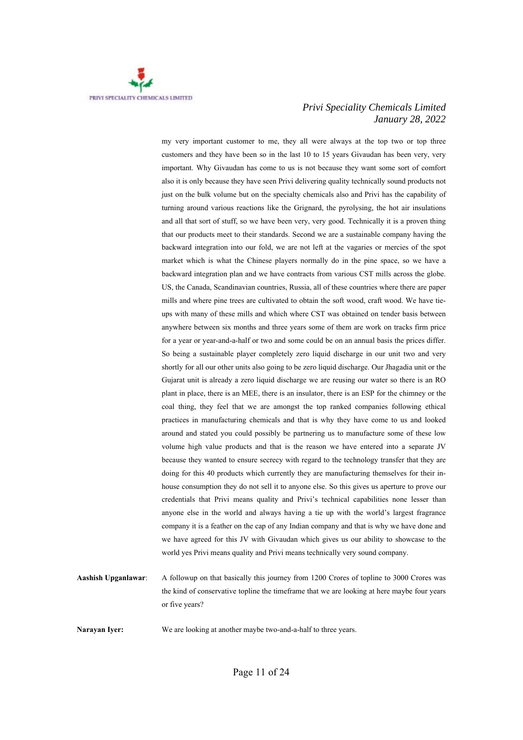my very important customer to me, they all were always at the top two or top three customers and they have been so in the last 10 to 15 years Givaudan has been very, very important. Why Givaudan has come to us is not because they want some sort of comfort also it is only because they have seen Privi delivering quality technically sound products not just on the bulk volume but on the specialty chemicals also and Privi has the capability of turning around various reactions like the Grignard, the pyrolysing, the hot air insulations and all that sort of stuff, so we have been very, very good. Technically it is a proven thing that our products meet to their standards. Second we are a sustainable company having the backward integration into our fold, we are not left at the vagaries or mercies of the spot market which is what the Chinese players normally do in the pine space, so we have a backward integration plan and we have contracts from various CST mills across the globe. US, the Canada, Scandinavian countries, Russia, all of these countries where there are paper mills and where pine trees are cultivated to obtain the soft wood, craft wood. We have tie-ups with many of these mills and which where CST was obtained on tender basis between anywhere between six months and three years some of them are work on tracks firm price for a year or year-and-a-half or two and some could be on an annual basis the prices differ. So being a sustainable player completely zero liquid discharge in our unit two and very shortly for all our other units also going to be zero liquid discharge. Our Jhagadia unit or the Gujarat unit is already a zero liquid discharge we are reusing our water so there is an RO plant in place, there is an MEE, there is an insulator, there is an ESP for the chimney or the coal thing, they feel that we are amongst the top ranked companies following ethical practices in manufacturing chemicals and that is why they have come to us and looked around and stated you could possibly be partnering us to manufacture some of these low volume high value products and that is the reason we have entered into a separate JV because they wanted to ensure secrecy with regard to the technology transfer that they are doing for this 40 products which currently they are manufacturing themselves for their in-house consumption they do not sell it to anyone else. So this gives us aperture to prove our credentials that Privi means quality and Privi's technical capabilities none lesser than anyone else in the world and always having a tie up with the world's largest fragrance company it is a feather on the cap of any Indian company and that is why we have done and we have agreed for this JV with Givaudan which gives us our ability to showcase to the world yes Privi means quality and Privi means technically very sound company.

**Aashish Upganlawar**: A followup on that basically this journey from 1200 Crores of topline to 3000 Crores was the kind of conservative topline the timeframe that we are looking at here maybe four years or five years?

**Narayan Iyer:** We are looking at another maybe two-and-a-half to three years.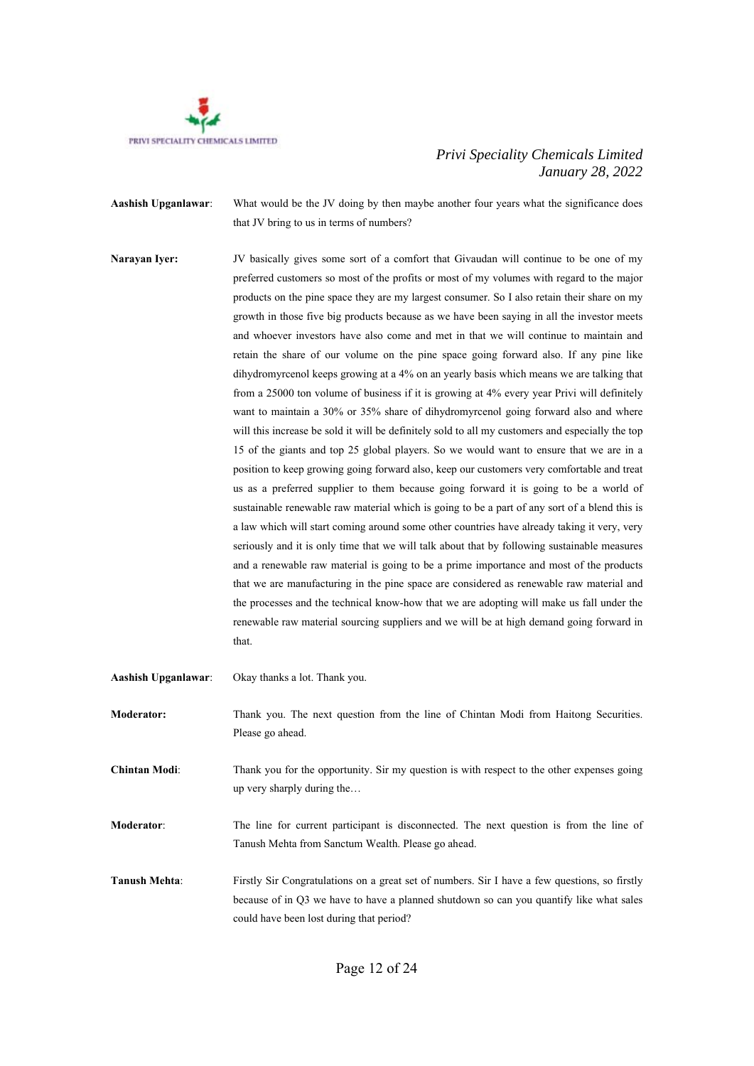**Aashish Upganlawar**: What would be the JV doing by then maybe another four years what the significance does that JV bring to us in terms of numbers?

**Narayan Iyer:** JV basically gives some sort of a comfort that Givaudan will continue to be one of my preferred customers so most of the profits or most of my volumes with regard to the major products on the pine space they are my largest consumer. So I also retain their share on my growth in those five big products because as we have been saying in all the investor meets and whoever investors have also come and met in that we will continue to maintain and retain the share of our volume on the pine space going forward also. If any pine like dihydromyrcenol keeps growing at a 4% on an yearly basis which means we are talking that from a 25000 ton volume of business if it is growing at 4% every year Privi will definitely want to maintain a 30% or 35% share of dihydromyrcenol going forward also and where will this increase be sold it will be definitely sold to all my customers and especially the top 15 of the giants and top 25 global players. So we would want to ensure that we are in a position to keep growing going forward also, keep our customers very comfortable and treat us as a preferred supplier to them because going forward it is going to be a world of sustainable renewable raw material which is going to be a part of any sort of a blend this is a law which will start coming around some other countries have already taking it very, very seriously and it is only time that we will talk about that by following sustainable measures and a renewable raw material is going to be a prime importance and most of the products that we are manufacturing in the pine space are considered as renewable raw material and the processes and the technical know-how that we are adopting will make us fall under the renewable raw material sourcing suppliers and we will be at high demand going forward in that.

**Aashish Upganlawar**: Okay thanks a lot. Thank you.

**Moderator:** Thank you. The next question from the line of Chintan Modi from Haitong Securities. Please go ahead.

**Chintan Modi**: Thank you for the opportunity. Sir my question is with respect to the other expenses going up very sharply during the…

**Moderator**: The line for current participant is disconnected. The next question is from the line of Tanush Mehta from Sanctum Wealth. Please go ahead.

**Tanush Mehta**: Firstly Sir Congratulations on a great set of numbers. Sir I have a few questions, so firstly because of in Q3 we have to have a planned shutdown so can you quantify like what sales could have been lost during that period?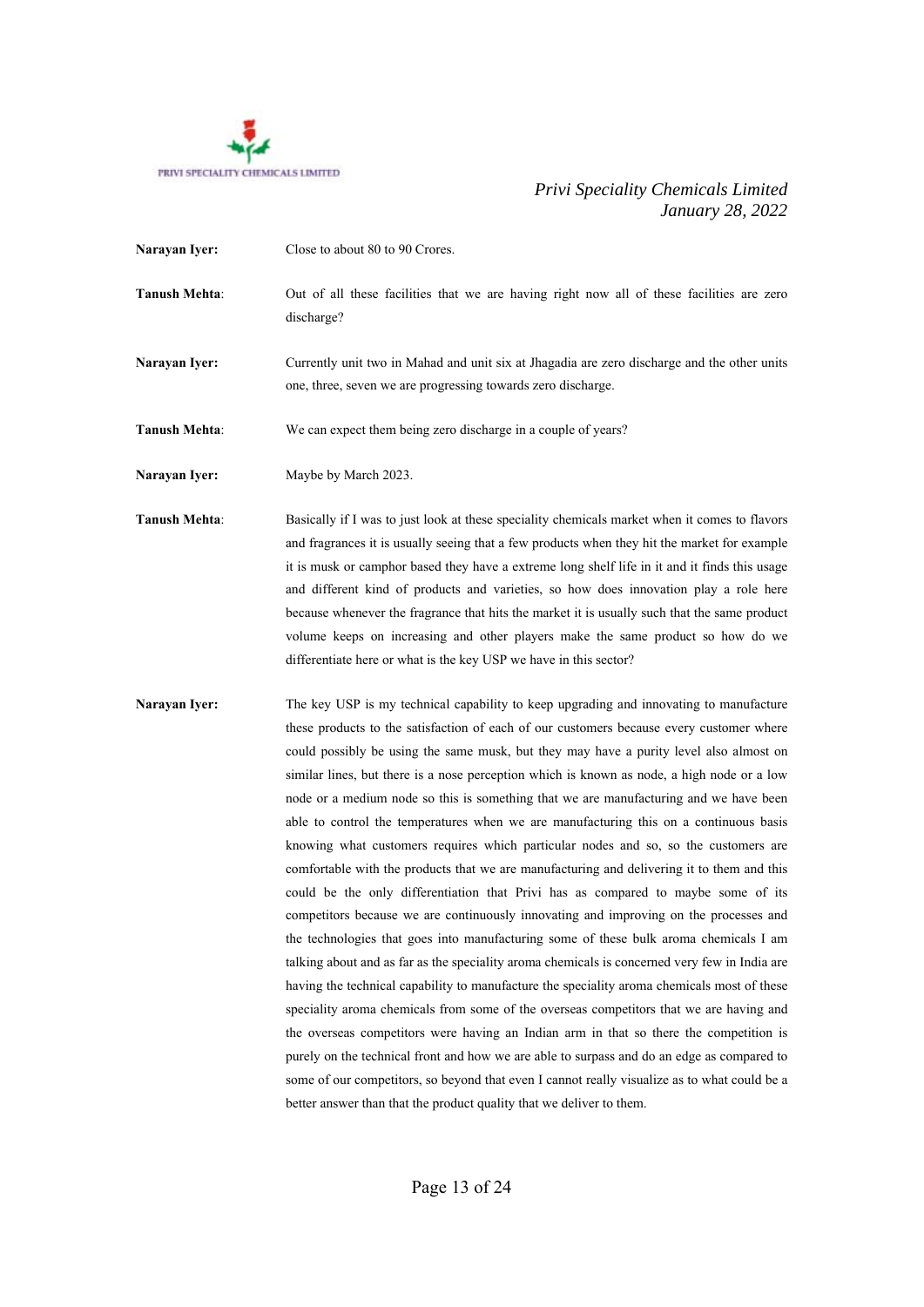**Narayan Iyer:** Close to about 80 to 90 Crores.

**Tanush Mehta**: Out of all these facilities that we are having right now all of these facilities are zero discharge?

**Narayan Iyer:** Currently unit two in Mahad and unit six at Jhagadia are zero discharge and the other units one, three, seven we are progressing towards zero discharge.

**Tanush Mehta**: We can expect them being zero discharge in a couple of years?

**Narayan Iyer:** Maybe by March 2023.

**Tanush Mehta**: Basically if I was to just look at these speciality chemicals market when it comes to flavors and fragrances it is usually seeing that a few products when they hit the market for example it is musk or camphor based they have a extreme long shelf life in it and it finds this usage and different kind of products and varieties, so how does innovation play a role here because whenever the fragrance that hits the market it is usually such that the same product volume keeps on increasing and other players make the same product so how do we differentiate here or what is the key USP we have in this sector?

**Narayan Iyer:** The key USP is my technical capability to keep upgrading and innovating to manufacture these products to the satisfaction of each of our customers because every customer where could possibly be using the same musk, but they may have a purity level also almost on similar lines, but there is a nose perception which is known as node, a high node or a low node or a medium node so this is something that we are manufacturing and we have been able to control the temperatures when we are manufacturing this on a continuous basis knowing what customers requires which particular nodes and so, so the customers are comfortable with the products that we are manufacturing and delivering it to them and this could be the only differentiation that Privi has as compared to maybe some of its competitors because we are continuously innovating and improving on the processes and the technologies that goes into manufacturing some of these bulk aroma chemicals I am talking about and as far as the speciality aroma chemicals is concerned very few in India are having the technical capability to manufacture the speciality aroma chemicals most of these speciality aroma chemicals from some of the overseas competitors that we are having and the overseas competitors were having an Indian arm in that so there the competition is purely on the technical front and how we are able to surpass and do an edge as compared to some of our competitors, so beyond that even I cannot really visualize as to what could be a better answer than that the product quality that we deliver to them.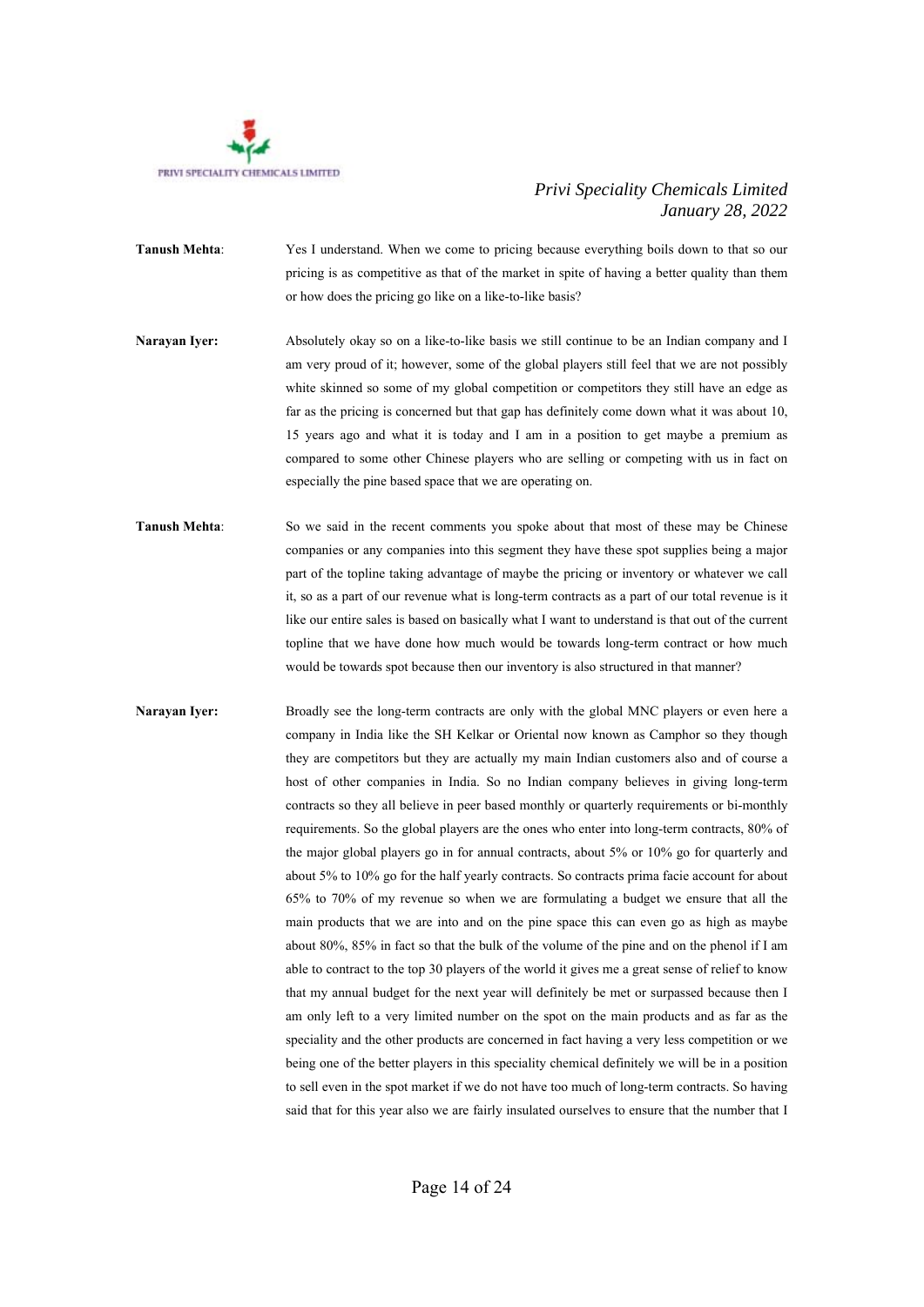**Tanush Mehta**: Yes I understand. When we come to pricing because everything boils down to that so our pricing is as competitive as that of the market in spite of having a better quality than them or how does the pricing go like on a like-to-like basis?

**Narayan Iyer:** Absolutely okay so on a like-to-like basis we still continue to be an Indian company and I am very proud of it; however, some of the global players still feel that we are not possibly white skinned so some of my global competition or competitors they still have an edge as far as the pricing is concerned but that gap has definitely come down what it was about 10, 15 years ago and what it is today and I am in a position to get maybe a premium as compared to some other Chinese players who are selling or competing with us in fact on especially the pine based space that we are operating on.

**Tanush Mehta**: So we said in the recent comments you spoke about that most of these may be Chinese companies or any companies into this segment they have these spot supplies being a major part of the topline taking advantage of maybe the pricing or inventory or whatever we call it, so as a part of our revenue what is long-term contracts as a part of our total revenue is it like our entire sales is based on basically what I want to understand is that out of the current topline that we have done how much would be towards long-term contract or how much would be towards spot because then our inventory is also structured in that manner?

**Narayan Iyer:** Broadly see the long-term contracts are only with the global MNC players or even here a company in India like the SH Kelkar or Oriental now known as Camphor so they though they are competitors but they are actually my main Indian customers also and of course a host of other companies in India. So no Indian company believes in giving long-term contracts so they all believe in peer based monthly or quarterly requirements or bi-monthly requirements. So the global players are the ones who enter into long-term contracts, 80% of the major global players go in for annual contracts, about 5% or 10% go for quarterly and about 5% to 10% go for the half yearly contracts. So contracts prima facie account for about 65% to 70% of my revenue so when we are formulating a budget we ensure that all the main products that we are into and on the pine space this can even go as high as maybe about 80%, 85% in fact so that the bulk of the volume of the pine and on the phenol if I am able to contract to the top 30 players of the world it gives me a great sense of relief to know that my annual budget for the next year will definitely be met or surpassed because then I am only left to a very limited number on the spot on the main products and as far as the speciality and the other products are concerned in fact having a very less competition or we being one of the better players in this speciality chemical definitely we will be in a position to sell even in the spot market if we do not have too much of long-term contracts. So having said that for this year also we are fairly insulated ourselves to ensure that the number that I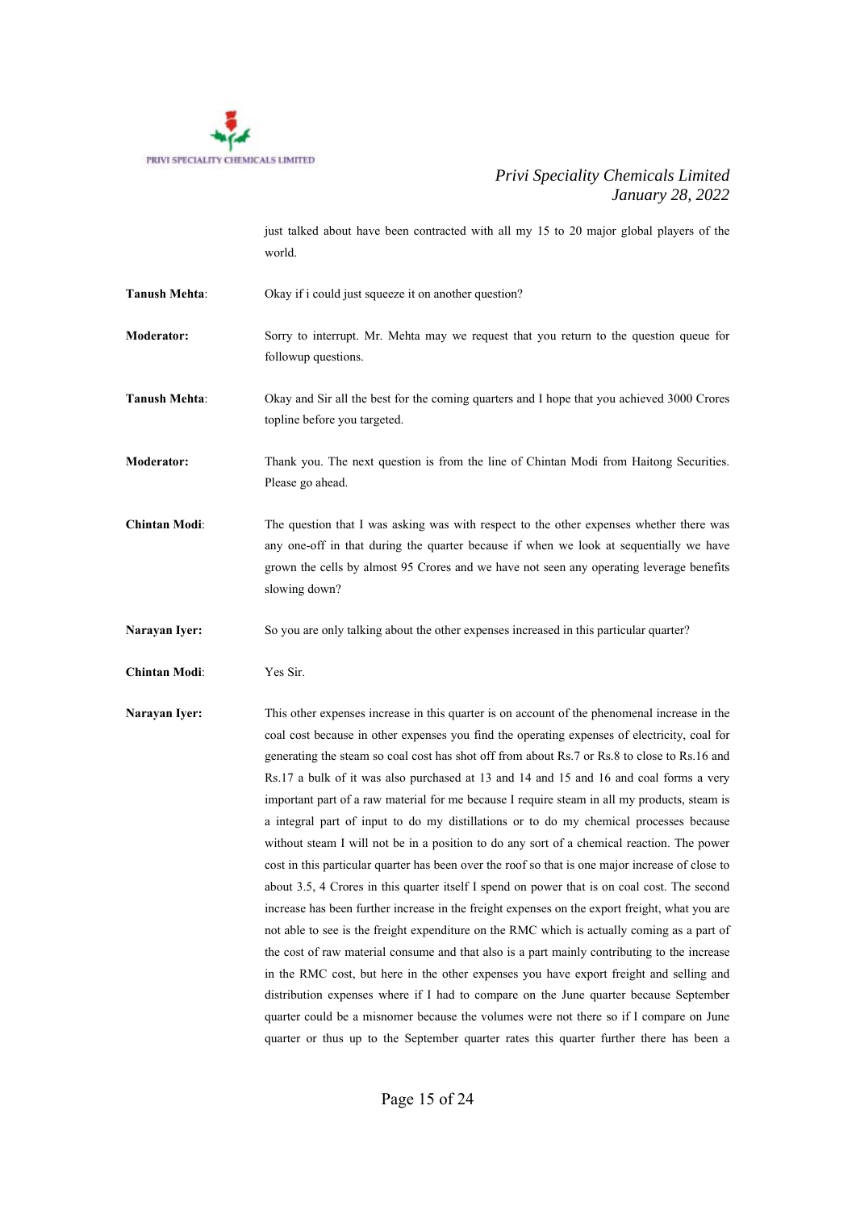just talked about have been contracted with all my 15 to 20 major global players of the world.

**Tanush Mehta**: Okay if i could just squeeze it on another question?

**Moderator:** Sorry to interrupt. Mr. Mehta may we request that you return to the question queue for followup questions.

**Tanush Mehta**: Okay and Sir all the best for the coming quarters and I hope that you achieved 3000 Crores topline before you targeted.

**Moderator:** Thank you. The next question is from the line of Chintan Modi from Haitong Securities. Please go ahead.

**Chintan Modi**: The question that I was asking was with respect to the other expenses whether there was any one-off in that during the quarter because if when we look at sequentially we have grown the cells by almost 95 Crores and we have not seen any operating leverage benefits slowing down?

**Narayan Iyer:** So you are only talking about the other expenses increased in this particular quarter?

**Chintan Modi**: Yes Sir.

**Narayan Iyer:** This other expenses increase in this quarter is on account of the phenomenal increase in the coal cost because in other expenses you find the operating expenses of electricity, coal for generating the steam so coal cost has shot off from about Rs.7 or Rs.8 to close to Rs.16 and Rs.17 a bulk of it was also purchased at 13 and 14 and 15 and 16 and coal forms a very important part of a raw material for me because I require steam in all my products, steam is a integral part of input to do my distillations or to do my chemical processes because without steam I will not be in a position to do any sort of a chemical reaction. The power cost in this particular quarter has been over the roof so that is one major increase of close to about 3.5, 4 Crores in this quarter itself I spend on power that is on coal cost. The second increase has been further increase in the freight expenses on the export freight, what you are not able to see is the freight expenditure on the RMC which is actually coming as a part of the cost of raw material consume and that also is a part mainly contributing to the increase in the RMC cost, but here in the other expenses you have export freight and selling and distribution expenses where if I had to compare on the June quarter because September quarter could be a misnomer because the volumes were not there so if I compare on June quarter or thus up to the September quarter rates this quarter further there has been a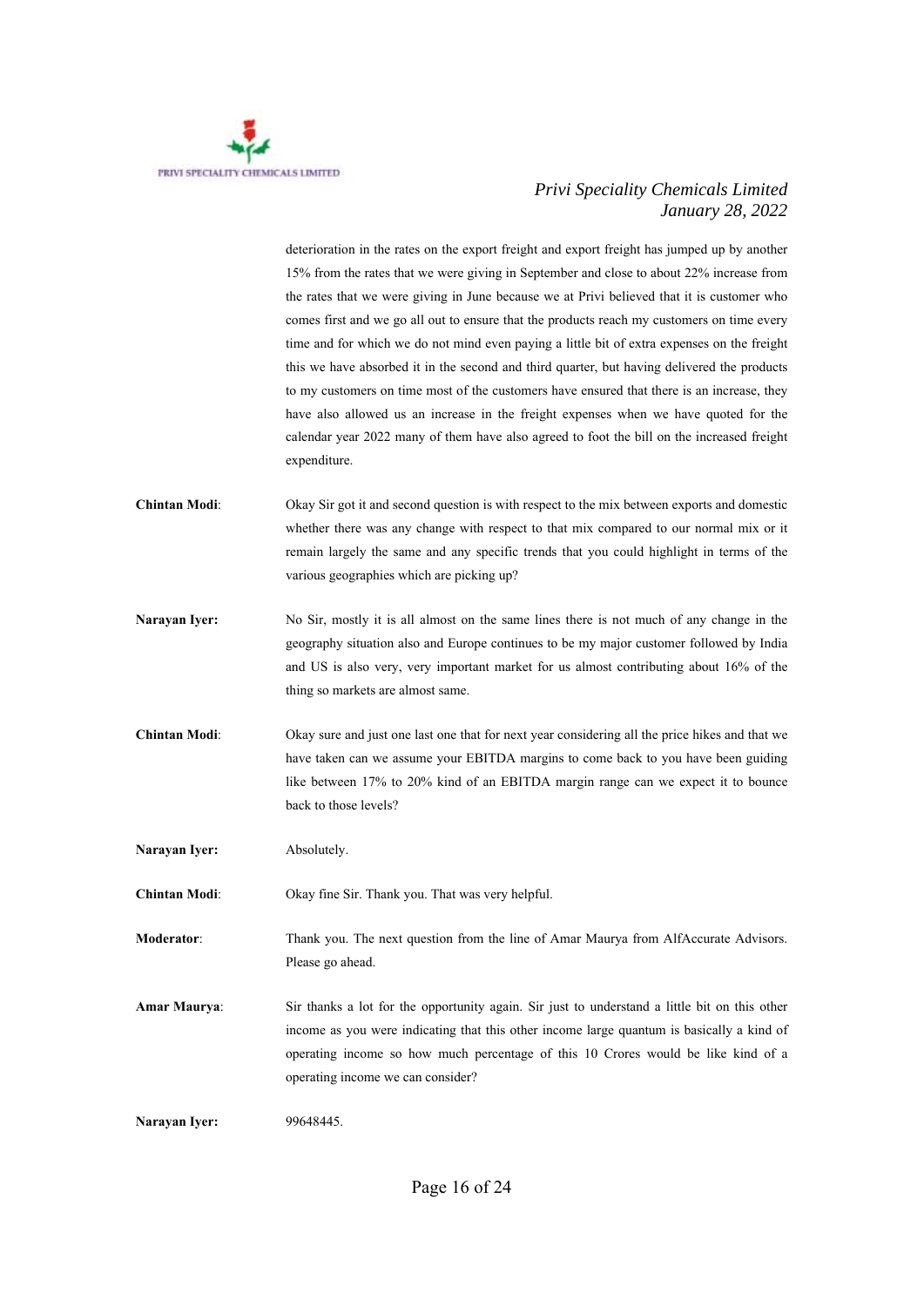deterioration in the rates on the export freight and export freight has jumped up by another 15% from the rates that we were giving in September and close to about 22% increase from the rates that we were giving in June because we at Privi believed that it is customer who comes first and we go all out to ensure that the products reach my customers on time every time and for which we do not mind even paying a little bit of extra expenses on the freight this we have absorbed it in the second and third quarter, but having delivered the products to my customers on time most of the customers have ensured that there is an increase, they have also allowed us an increase in the freight expenses when we have quoted for the calendar year 2022 many of them have also agreed to foot the bill on the increased freight expenditure.

**Chintan Modi**: Okay Sir got it and second question is with respect to the mix between exports and domestic whether there was any change with respect to that mix compared to our normal mix or it remain largely the same and any specific trends that you could highlight in terms of the various geographies which are picking up?

**Narayan Iyer:** No Sir, mostly it is all almost on the same lines there is not much of any change in the geography situation also and Europe continues to be my major customer followed by India and US is also very, very important market for us almost contributing about 16% of the thing so markets are almost same.

**Chintan Modi**: Okay sure and just one last one that for next year considering all the price hikes and that we have taken can we assume your EBITDA margins to come back to you have been guiding like between 17% to 20% kind of an EBITDA margin range can we expect it to bounce back to those levels?

**Narayan Iyer:** Absolutely.

**Chintan Modi**: Okay fine Sir. Thank you. That was very helpful.

**Moderator**: Thank you. The next question from the line of Amar Maurya from AlfAccurate Advisors. Please go ahead.

**Amar Maurya**: Sir thanks a lot for the opportunity again. Sir just to understand a little bit on this other income as you were indicating that this other income large quantum is basically a kind of operating income so how much percentage of this 10 Crores would be like kind of a operating income we can consider?

**Narayan Iyer:** 99648445.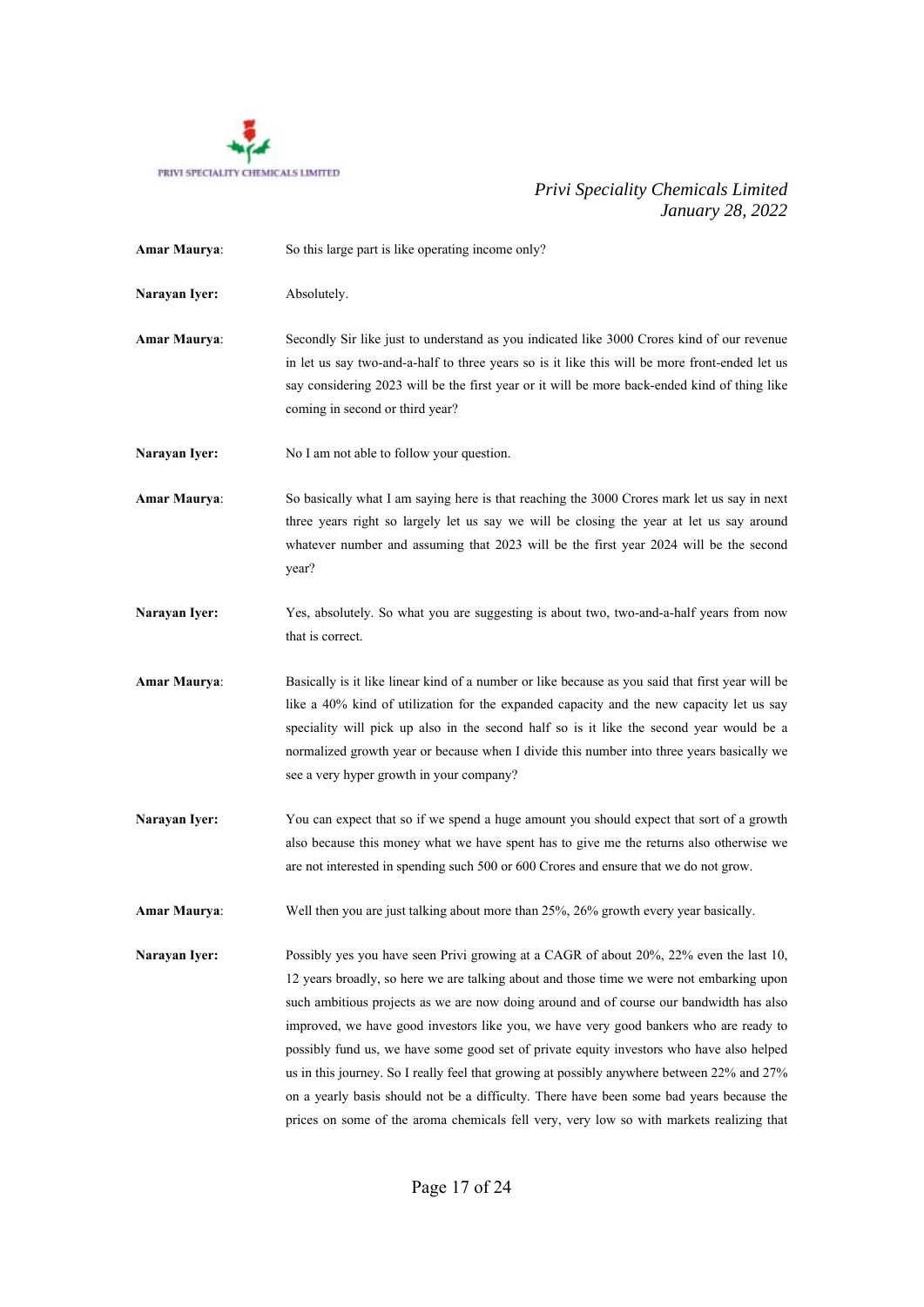**Amar Maurya**: So this large part is like operating income only?

**Narayan Iyer:** Absolutely.

**Amar Maurya**: Secondly Sir like just to understand as you indicated like 3000 Crores kind of our revenue in let us say two-and-a-half to three years so is it like this will be more front-ended let us say considering 2023 will be the first year or it will be more back-ended kind of thing like coming in second or third year?

**Narayan Iyer:** No I am not able to follow your question.

**Amar Maurya**: So basically what I am saying here is that reaching the 3000 Crores mark let us say in next three years right so largely let us say we will be closing the year at let us say around whatever number and assuming that 2023 will be the first year 2024 will be the second year?

**Narayan Iyer:** Yes, absolutely. So what you are suggesting is about two, two-and-a-half years from now that is correct.

**Amar Maurya**: Basically is it like linear kind of a number or like because as you said that first year will be like a 40% kind of utilization for the expanded capacity and the new capacity let us say speciality will pick up also in the second half so is it like the second year would be a normalized growth year or because when I divide this number into three years basically we see a very hyper growth in your company?

**Narayan Iyer:** You can expect that so if we spend a huge amount you should expect that sort of a growth also because this money what we have spent has to give me the returns also otherwise we are not interested in spending such 500 or 600 Crores and ensure that we do not grow.

**Amar Maurya**: Well then you are just talking about more than 25%, 26% growth every year basically.

**Narayan Iyer:** Possibly yes you have seen Privi growing at a CAGR of about 20%, 22% even the last 10, 12 years broadly, so here we are talking about and those time we were not embarking upon such ambitious projects as we are now doing around and of course our bandwidth has also improved, we have good investors like you, we have very good bankers who are ready to possibly fund us, we have some good set of private equity investors who have also helped us in this journey. So I really feel that growing at possibly anywhere between 22% and 27% on a yearly basis should not be a difficulty. There have been some bad years because the prices on some of the aroma chemicals fell very, very low so with markets realizing that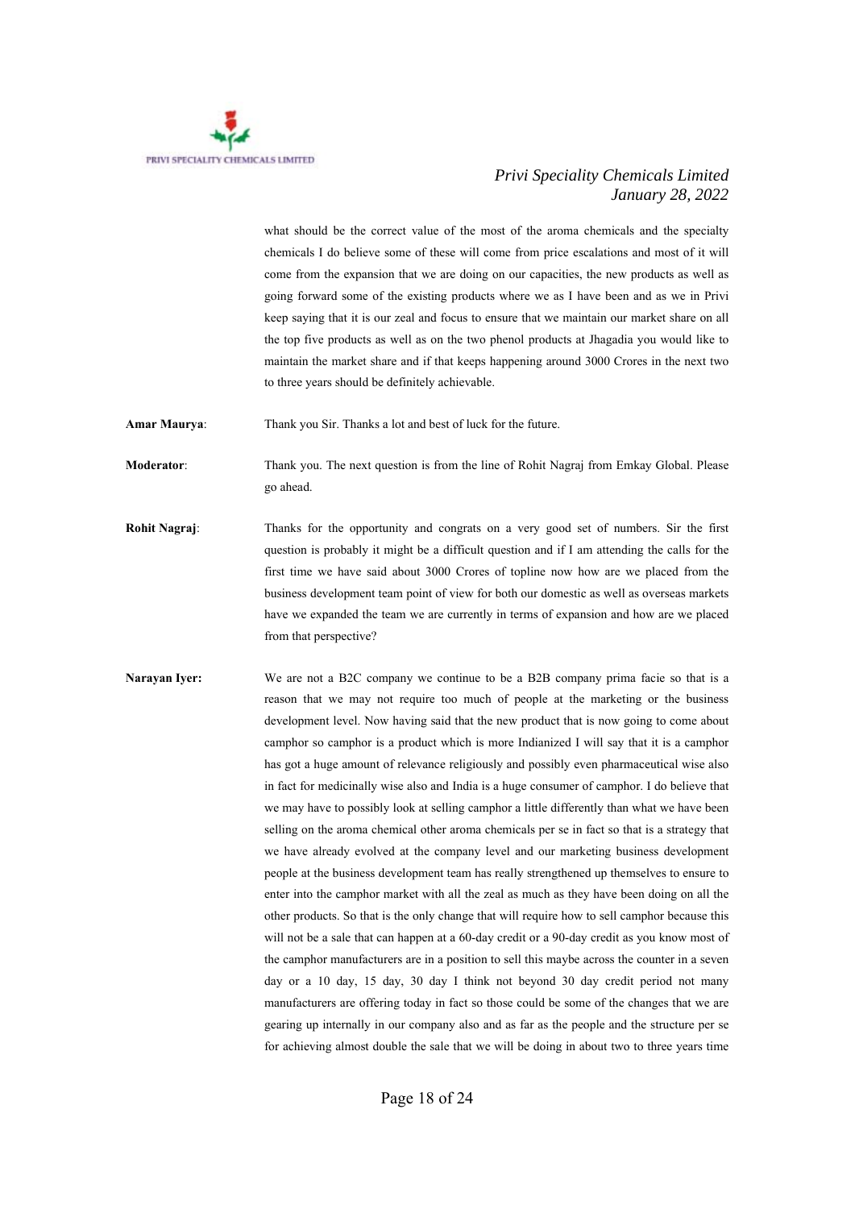what should be the correct value of the most of the aroma chemicals and the specialty chemicals I do believe some of these will come from price escalations and most of it will come from the expansion that we are doing on our capacities, the new products as well as going forward some of the existing products where we as I have been and as we in Privi keep saying that it is our zeal and focus to ensure that we maintain our market share on all the top five products as well as on the two phenol products at Jhagadia you would like to maintain the market share and if that keeps happening around 3000 Crores in the next two to three years should be definitely achievable.

**Amar Maurya**: Thank you Sir. Thanks a lot and best of luck for the future.

**Moderator**: Thank you. The next question is from the line of Rohit Nagraj from Emkay Global. Please go ahead.

**Rohit Nagraj**: Thanks for the opportunity and congrats on a very good set of numbers. Sir the first question is probably it might be a difficult question and if I am attending the calls for the first time we have said about 3000 Crores of topline now how are we placed from the business development team point of view for both our domestic as well as overseas markets have we expanded the team we are currently in terms of expansion and how are we placed from that perspective?

**Narayan Iyer:** We are not a B2C company we continue to be a B2B company prima facie so that is a reason that we may not require too much of people at the marketing or the business development level. Now having said that the new product that is now going to come about camphor so camphor is a product which is more Indianized I will say that it is a camphor has got a huge amount of relevance religiously and possibly even pharmaceutical wise also in fact for medicinally wise also and India is a huge consumer of camphor. I do believe that we may have to possibly look at selling camphor a little differently than what we have been selling on the aroma chemical other aroma chemicals per se in fact so that is a strategy that we have already evolved at the company level and our marketing business development people at the business development team has really strengthened up themselves to ensure to enter into the camphor market with all the zeal as much as they have been doing on all the other products. So that is the only change that will require how to sell camphor because this will not be a sale that can happen at a 60-day credit or a 90-day credit as you know most of the camphor manufacturers are in a position to sell this maybe across the counter in a seven day or a 10 day, 15 day, 30 day I think not beyond 30 day credit period not many manufacturers are offering today in fact so those could be some of the changes that we are gearing up internally in our company also and as far as the people and the structure per se for achieving almost double the sale that we will be doing in about two to three years time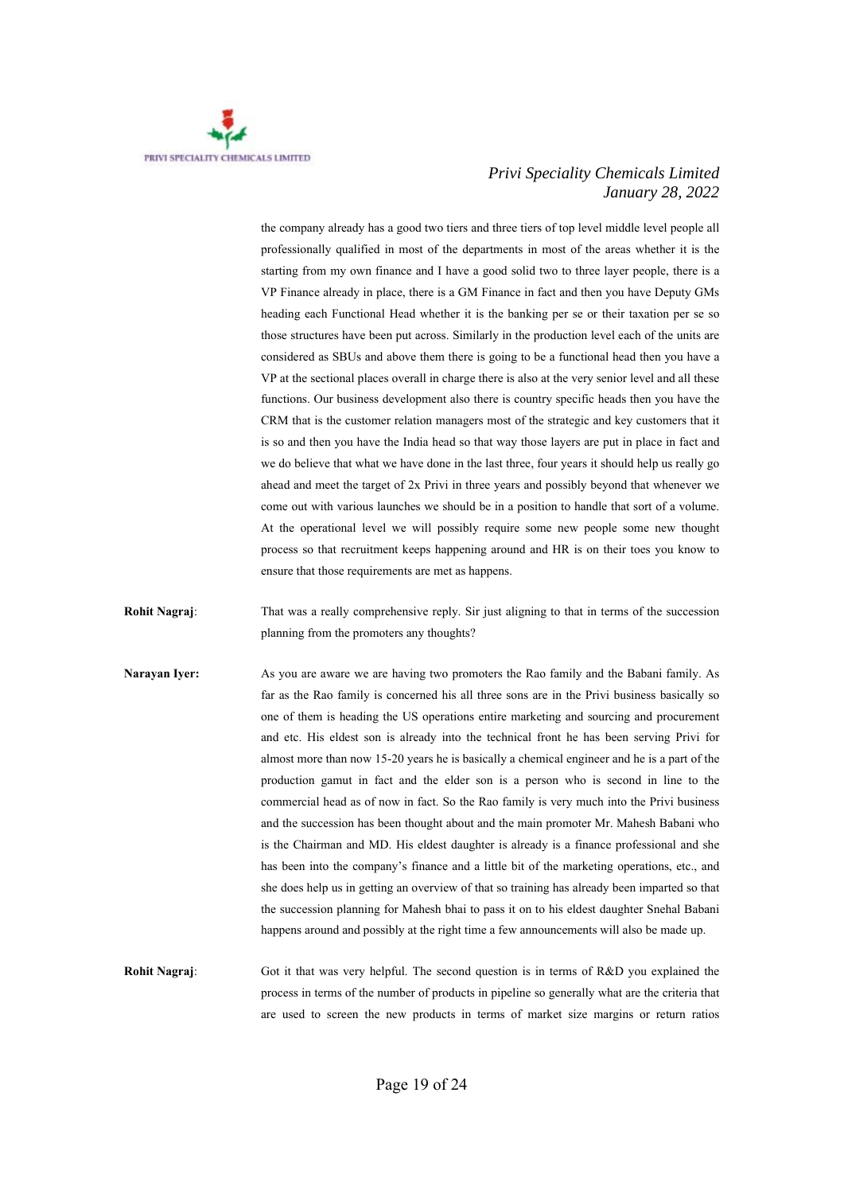the company already has a good two tiers and three tiers of top level middle level people all professionally qualified in most of the departments in most of the areas whether it is the starting from my own finance and I have a good solid two to three layer people, there is a VP Finance already in place, there is a GM Finance in fact and then you have Deputy GMs heading each Functional Head whether it is the banking per se or their taxation per se so those structures have been put across. Similarly in the production level each of the units are considered as SBUs and above them there is going to be a functional head then you have a VP at the sectional places overall in charge there is also at the very senior level and all these functions. Our business development also there is country specific heads then you have the CRM that is the customer relation managers most of the strategic and key customers that it is so and then you have the India head so that way those layers are put in place in fact and we do believe that what we have done in the last three, four years it should help us really go ahead and meet the target of 2x Privi in three years and possibly beyond that whenever we come out with various launches we should be in a position to handle that sort of a volume. At the operational level we will possibly require some new people some new thought process so that recruitment keeps happening around and HR is on their toes you know to ensure that those requirements are met as happens.

**Rohit Nagraj**: That was a really comprehensive reply. Sir just aligning to that in terms of the succession planning from the promoters any thoughts?

**Narayan Iyer:** As you are aware we are having two promoters the Rao family and the Babani family. As far as the Rao family is concerned his all three sons are in the Privi business basically so one of them is heading the US operations entire marketing and sourcing and procurement and etc. His eldest son is already into the technical front he has been serving Privi for almost more than now 15-20 years he is basically a chemical engineer and he is a part of the production gamut in fact and the elder son is a person who is second in line to the commercial head as of now in fact. So the Rao family is very much into the Privi business and the succession has been thought about and the main promoter Mr. Mahesh Babani who is the Chairman and MD. His eldest daughter is already is a finance professional and she has been into the company's finance and a little bit of the marketing operations, etc., and she does help us in getting an overview of that so training has already been imparted so that the succession planning for Mahesh bhai to pass it on to his eldest daughter Snehal Babani happens around and possibly at the right time a few announcements will also be made up.

**Rohit Nagraj**: Got it that was very helpful. The second question is in terms of R&D you explained the process in terms of the number of products in pipeline so generally what are the criteria that are used to screen the new products in terms of market size margins or return ratios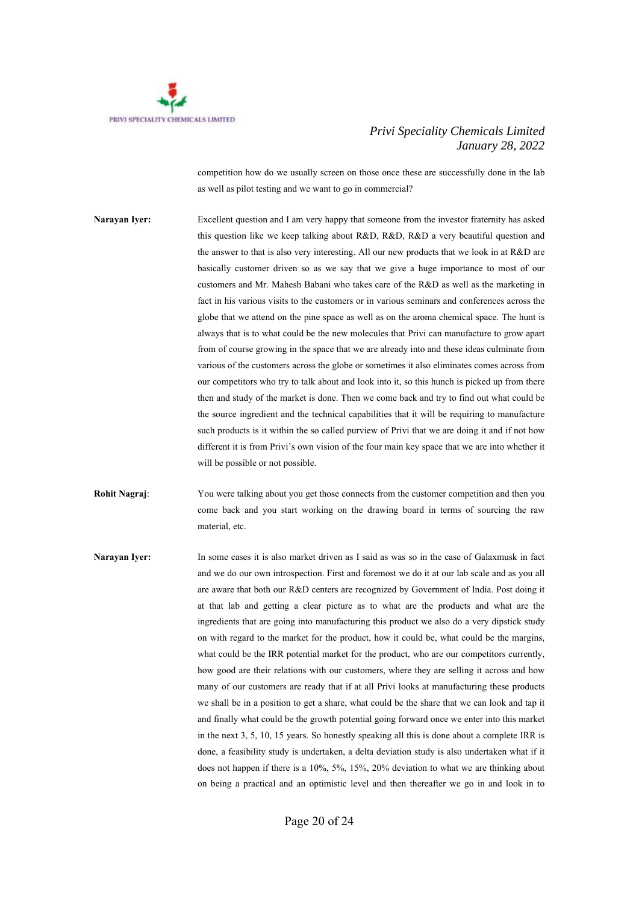competition how do we usually screen on those once these are successfully done in the lab as well as pilot testing and we want to go in commercial?

**Narayan Iyer:** Excellent question and I am very happy that someone from the investor fraternity has asked this question like we keep talking about R&D, R&D, R&D a very beautiful question and the answer to that is also very interesting. All our new products that we look in at R&D are basically customer driven so as we say that we give a huge importance to most of our customers and Mr. Mahesh Babani who takes care of the R&D as well as the marketing in fact in his various visits to the customers or in various seminars and conferences across the globe that we attend on the pine space as well as on the aroma chemical space. The hunt is always that is to what could be the new molecules that Privi can manufacture to grow apart from of course growing in the space that we are already into and these ideas culminate from various of the customers across the globe or sometimes it also eliminates comes across from our competitors who try to talk about and look into it, so this hunch is picked up from there then and study of the market is done. Then we come back and try to find out what could be the source ingredient and the technical capabilities that it will be requiring to manufacture such products is it within the so called purview of Privi that we are doing it and if not how different it is from Privi's own vision of the four main key space that we are into whether it will be possible or not possible.

**Rohit Nagraj:** You were talking about you get those connects from the customer competition and then you come back and you start working on the drawing board in terms of sourcing the raw material, etc.

**Narayan Iyer:** In some cases it is also market driven as I said as was so in the case of Galaxmusk in fact and we do our own introspection. First and foremost we do it at our lab scale and as you all are aware that both our R&D centers are recognized by Government of India. Post doing it at that lab and getting a clear picture as to what are the products and what are the ingredients that are going into manufacturing this product we also do a very dipstick study on with regard to the market for the product, how it could be, what could be the margins, what could be the IRR potential market for the product, who are our competitors currently, how good are their relations with our customers, where they are selling it across and how many of our customers are ready that if at all Privi looks at manufacturing these products we shall be in a position to get a share, what could be the share that we can look and tap it and finally what could be the growth potential going forward once we enter into this market in the next 3, 5, 10, 15 years. So honestly speaking all this is done about a complete IRR is done, a feasibility study is undertaken, a delta deviation study is also undertaken what if it does not happen if there is a 10%, 5%, 15%, 20% deviation to what we are thinking about on being a practical and an optimistic level and then thereafter we go in and look in to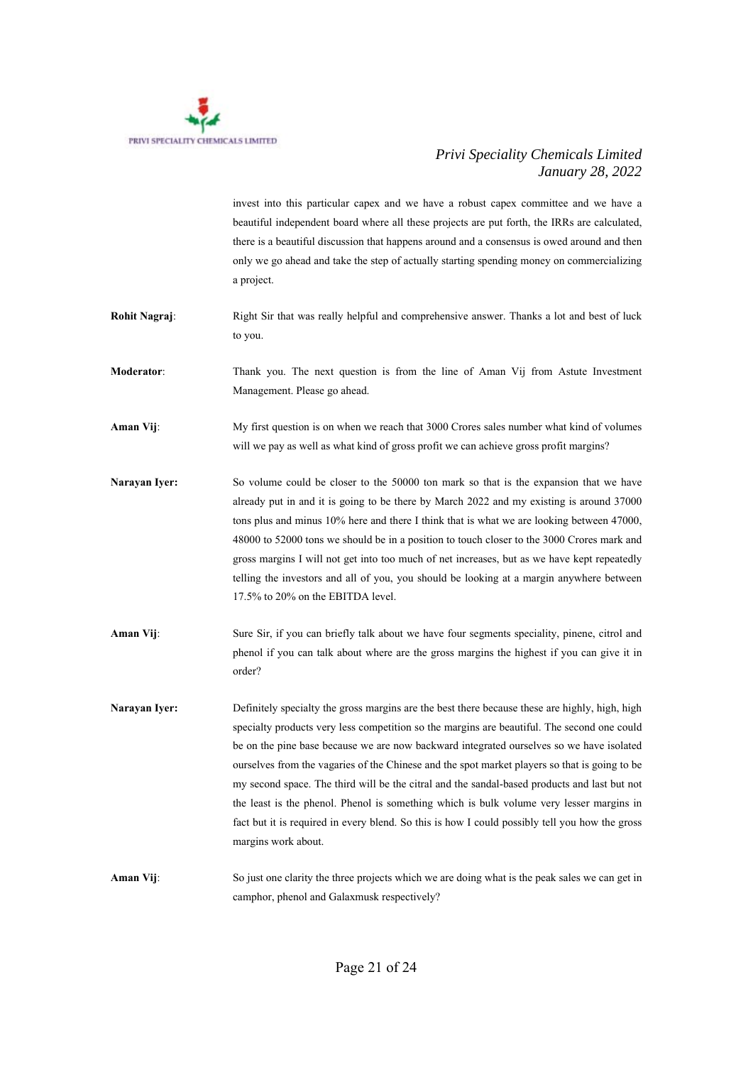invest into this particular capex and we have a robust capex committee and we have a beautiful independent board where all these projects are put forth, the IRRs are calculated, there is a beautiful discussion that happens around and a consensus is owed around and then only we go ahead and take the step of actually starting spending money on commercializing a project.

**Rohit Nagraj**: Right Sir that was really helpful and comprehensive answer. Thanks a lot and best of luck to you.

**Moderator**: Thank you. The next question is from the line of Aman Vij from Astute Investment Management. Please go ahead.

**Aman Vij**: My first question is on when we reach that 3000 Crores sales number what kind of volumes will we pay as well as what kind of gross profit we can achieve gross profit margins?

**Narayan Iyer:** So volume could be closer to the 50000 ton mark so that is the expansion that we have already put in and it is going to be there by March 2022 and my existing is around 37000 tons plus and minus 10% here and there I think that is what we are looking between 47000, 48000 to 52000 tons we should be in a position to touch closer to the 3000 Crores mark and gross margins I will not get into too much of net increases, but as we have kept repeatedly telling the investors and all of you, you should be looking at a margin anywhere between 17.5% to 20% on the EBITDA level.

**Aman Vij**: Sure Sir, if you can briefly talk about we have four segments speciality, pinene, citrol and phenol if you can talk about where are the gross margins the highest if you can give it in order?

**Narayan Iyer:** Definitely specialty the gross margins are the best there because these are highly, high, high specialty products very less competition so the margins are beautiful. The second one could be on the pine base because we are now backward integrated ourselves so we have isolated ourselves from the vagaries of the Chinese and the spot market players so that is going to be my second space. The third will be the citral and the sandal-based products and last but not the least is the phenol. Phenol is something which is bulk volume very lesser margins in fact but it is required in every blend. So this is how I could possibly tell you how the gross margins work about.

**Aman Vij**: So just one clarity the three projects which we are doing what is the peak sales we can get in camphor, phenol and Galaxmusk respectively?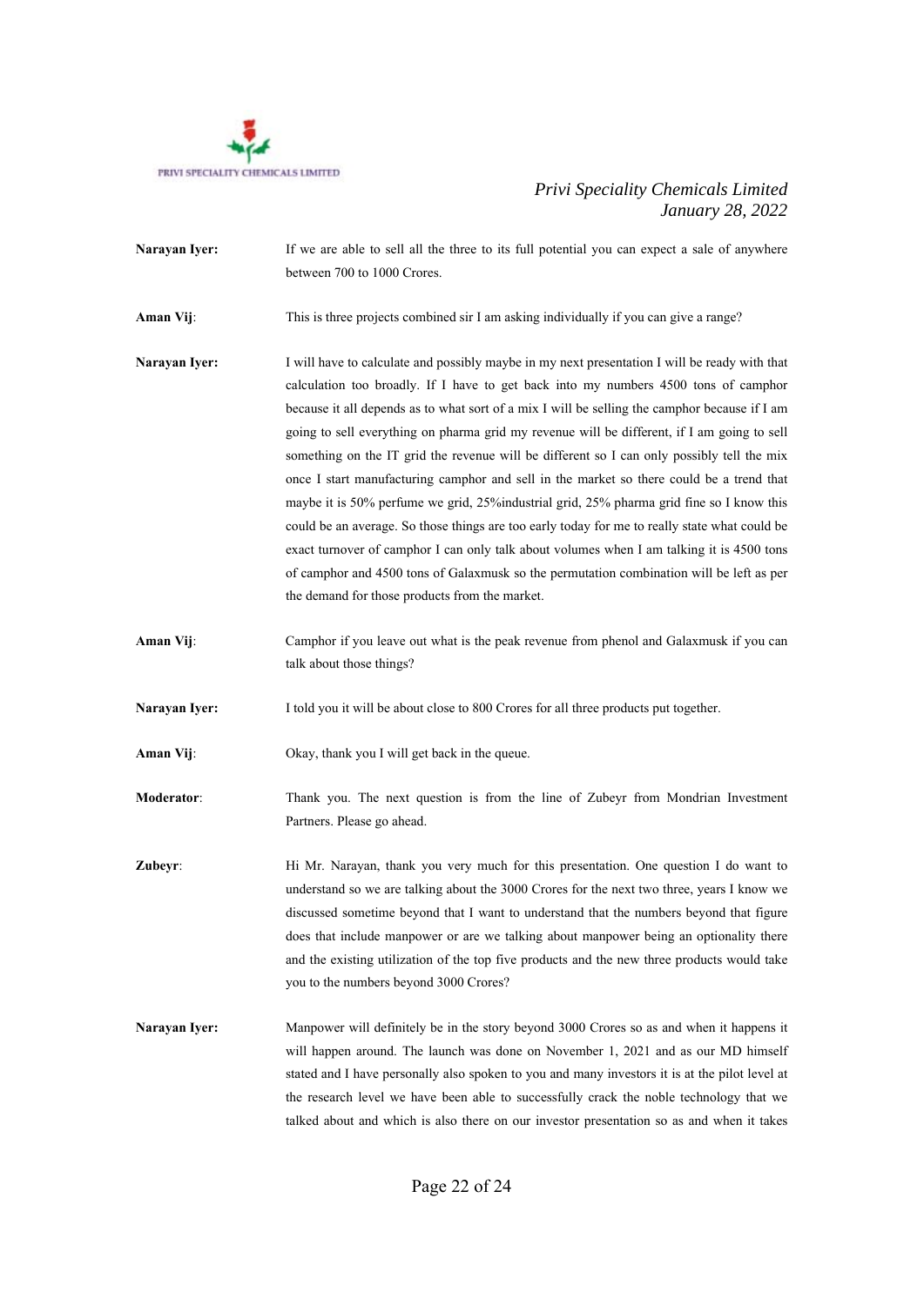**Narayan Iyer:** If we are able to sell all the three to its full potential you can expect a sale of anywhere between 700 to 1000 Crores.

**Aman Vij**: This is three projects combined sir I am asking individually if you can give a range?

**Narayan Iyer:** I will have to calculate and possibly maybe in my next presentation I will be ready with that calculation too broadly. If I have to get back into my numbers 4500 tons of camphor because it all depends as to what sort of a mix I will be selling the camphor because if I am going to sell everything on pharma grid my revenue will be different, if I am going to sell something on the IT grid the revenue will be different so I can only possibly tell the mix once I start manufacturing camphor and sell in the market so there could be a trend that maybe it is 50% perfume we grid, 25%industrial grid, 25% pharma grid fine so I know this could be an average. So those things are too early today for me to really state what could be exact turnover of camphor I can only talk about volumes when I am talking it is 4500 tons of camphor and 4500 tons of Galaxmusk so the permutation combination will be left as per the demand for those products from the market.

**Aman Vij**: Camphor if you leave out what is the peak revenue from phenol and Galaxmusk if you can talk about those things?

**Narayan Iyer:** I told you it will be about close to 800 Crores for all three products put together.

**Aman Vij**: Okay, thank you I will get back in the queue.

**Moderator**: Thank you. The next question is from the line of Zubeyr from Mondrian Investment Partners. Please go ahead.

**Zubeyr**: Hi Mr. Narayan, thank you very much for this presentation. One question I do want to understand so we are talking about the 3000 Crores for the next two three, years I know we discussed sometime beyond that I want to understand that the numbers beyond that figure does that include manpower or are we talking about manpower being an optionality there and the existing utilization of the top five products and the new three products would take you to the numbers beyond 3000 Crores?

**Narayan Iyer:** Manpower will definitely be in the story beyond 3000 Crores so as and when it happens it will happen around. The launch was done on November 1, 2021 and as our MD himself stated and I have personally also spoken to you and many investors it is at the pilot level at the research level we have been able to successfully crack the noble technology that we talked about and which is also there on our investor presentation so as and when it takes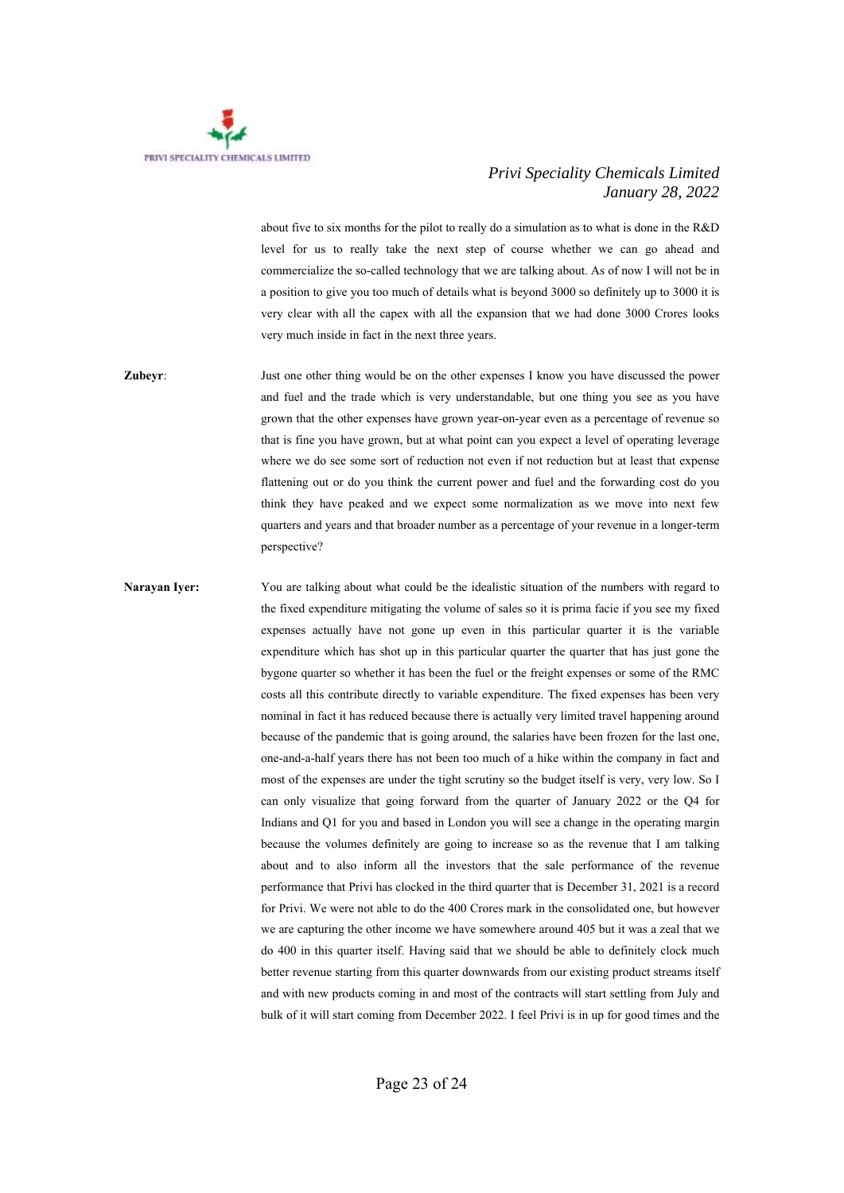about five to six months for the pilot to really do a simulation as to what is done in the R&D level for us to really take the next step of course whether we can go ahead and commercialize the so-called technology that we are talking about. As of now I will not be in a position to give you too much of details what is beyond 3000 so definitely up to 3000 it is very clear with all the capex with all the expansion that we had done 3000 Crores looks very much inside in fact in the next three years.

**Zubeyr**: Just one other thing would be on the other expenses I know you have discussed the power and fuel and the trade which is very understandable, but one thing you see as you have grown that the other expenses have grown year-on-year even as a percentage of revenue so that is fine you have grown, but at what point can you expect a level of operating leverage where we do see some sort of reduction not even if not reduction but at least that expense flattening out or do you think the current power and fuel and the forwarding cost do you think they have peaked and we expect some normalization as we move into next few quarters and years and that broader number as a percentage of your revenue in a longer-term perspective?

**Narayan Iyer:** You are talking about what could be the idealistic situation of the numbers with regard to the fixed expenditure mitigating the volume of sales so it is prima facie if you see my fixed expenses actually have not gone up even in this particular quarter it is the variable expenditure which has shot up in this particular quarter the quarter that has just gone the bygone quarter so whether it has been the fuel or the freight expenses or some of the RMC costs all this contribute directly to variable expenditure. The fixed expenses has been very nominal in fact it has reduced because there is actually very limited travel happening around because of the pandemic that is going around, the salaries have been frozen for the last one, one-and-a-half years there has not been too much of a hike within the company in fact and most of the expenses are under the tight scrutiny so the budget itself is very, very low. So I can only visualize that going forward from the quarter of January 2022 or the Q4 for Indians and Q1 for you and based in London you will see a change in the operating margin because the volumes definitely are going to increase so as the revenue that I am talking about and to also inform all the investors that the sale performance of the revenue performance that Privi has clocked in the third quarter that is December 31, 2021 is a record for Privi. We were not able to do the 400 Crores mark in the consolidated one, but however we are capturing the other income we have somewhere around 405 but it was a zeal that we do 400 in this quarter itself. Having said that we should be able to definitely clock much better revenue starting from this quarter downwards from our existing product streams itself and with new products coming in and most of the contracts will start settling from July and bulk of it will start coming from December 2022. I feel Privi is in up for good times and the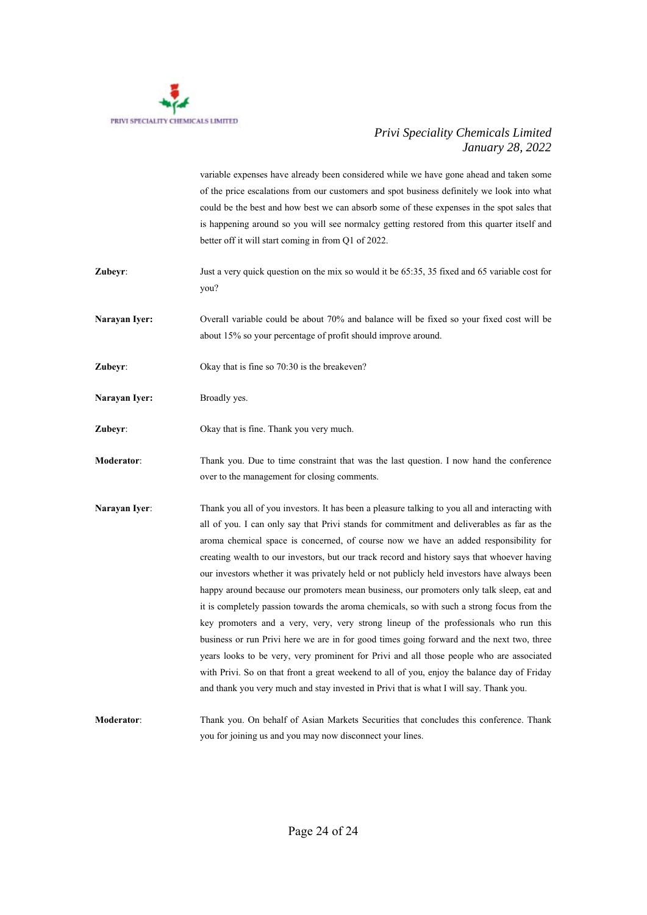variable expenses have already been considered while we have gone ahead and taken some of the price escalations from our customers and spot business definitely we look into what could be the best and how best we can absorb some of these expenses in the spot sales that is happening around so you will see normalcy getting restored from this quarter itself and better off it will start coming in from Q1 of 2022.

**Zubeyr**: Just a very quick question on the mix so would it be 65:35, 35 fixed and 65 variable cost for you?

**Narayan Iyer:** Overall variable could be about 70% and balance will be fixed so your fixed cost will be about 15% so your percentage of profit should improve around.

**Zubeyr**: Okay that is fine so 70:30 is the breakeven?

**Narayan Iyer:** Broadly yes.

**Zubeyr**: Okay that is fine. Thank you very much.

**Moderator**: Thank you. Due to time constraint that was the last question. I now hand the conference over to the management for closing comments.

**Narayan Iyer**: Thank you all of you investors. It has been a pleasure talking to you all and interacting with all of you. I can only say that Privi stands for commitment and deliverables as far as the aroma chemical space is concerned, of course now we have an added responsibility for creating wealth to our investors, but our track record and history says that whoever having our investors whether it was privately held or not publicly held investors have always been happy around because our promoters mean business, our promoters only talk sleep, eat and it is completely passion towards the aroma chemicals, so with such a strong focus from the key promoters and a very, very, very strong lineup of the professionals who run this business or run Privi here we are in for good times going forward and the next two, three years looks to be very, very prominent for Privi and all those people who are associated with Privi. So on that front a great weekend to all of you, enjoy the balance day of Friday and thank you very much and stay invested in Privi that is what I will say. Thank you.

**Moderator**: Thank you. On behalf of Asian Markets Securities that concludes this conference. Thank you for joining us and you may now disconnect your lines.